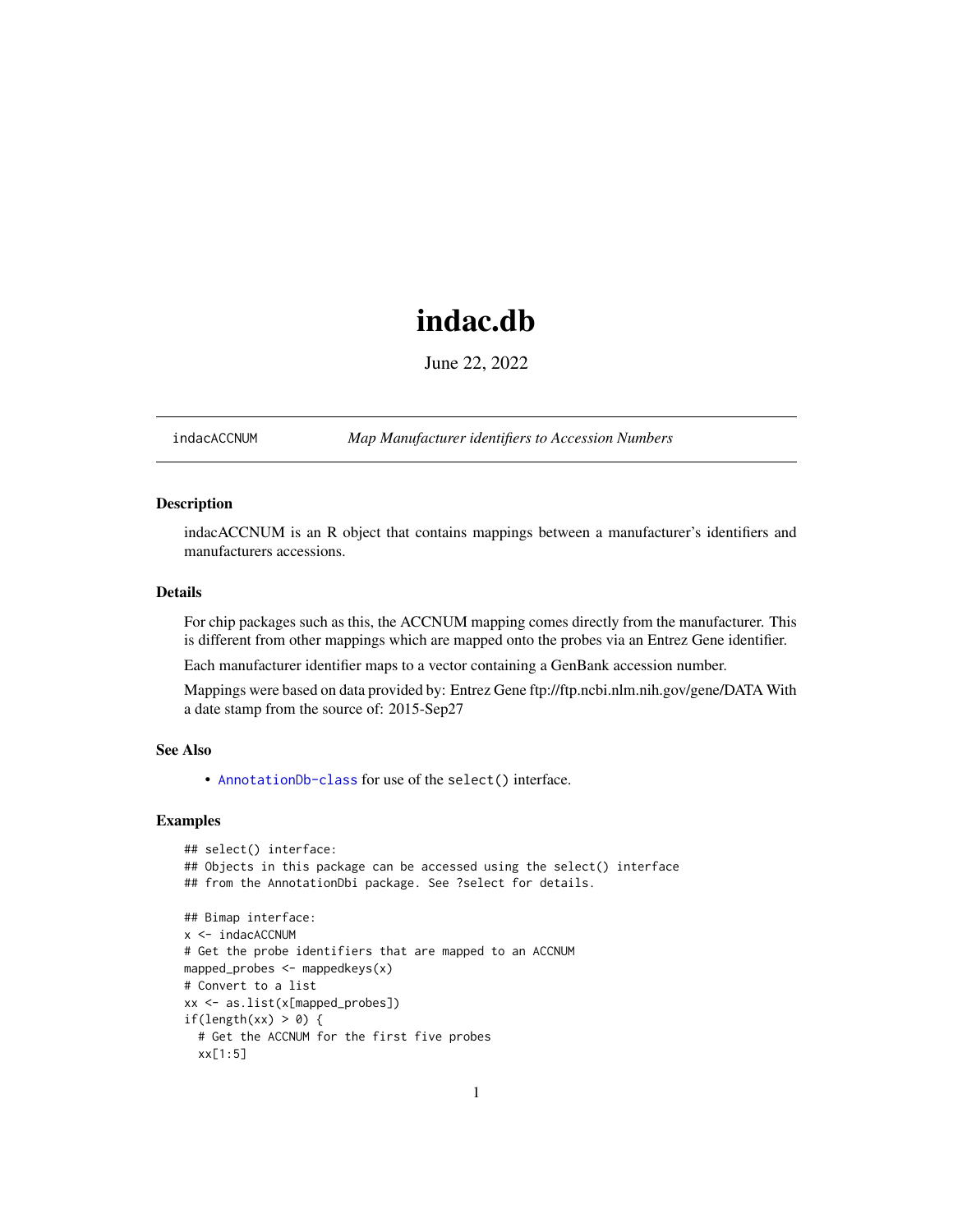# indac.db

June 22, 2022

indacACCNUM *Map Manufacturer identifiers to Accession Numbers*

### Description

indacACCNUM is an R object that contains mappings between a manufacturer's identifiers and manufacturers accessions.

### Details

For chip packages such as this, the ACCNUM mapping comes directly from the manufacturer. This is different from other mappings which are mapped onto the probes via an Entrez Gene identifier.

Each manufacturer identifier maps to a vector containing a GenBank accession number.

Mappings were based on data provided by: Entrez Gene ftp://ftp.ncbi.nlm.nih.gov/gene/DATA With a date stamp from the source of: 2015-Sep27

### See Also

- AnnotationDb-class for use of the select() interface.

### Examples

```
## select() interface:
## Objects in this package can be accessed using the select() interface
## from the AnnotationDbi package. See ?select for details.

## Bimap interface:
x <- indacACCNUM
# Get the probe identifiers that are mapped to an ACCNUM
mapped_probes <- mappedkeys(x)
# Convert to a list
xx <- as.list(x[mapped_probes])
if(length(xx) > 0) {
  # Get the ACCNUM for the first five probes
  xx[1:5]
```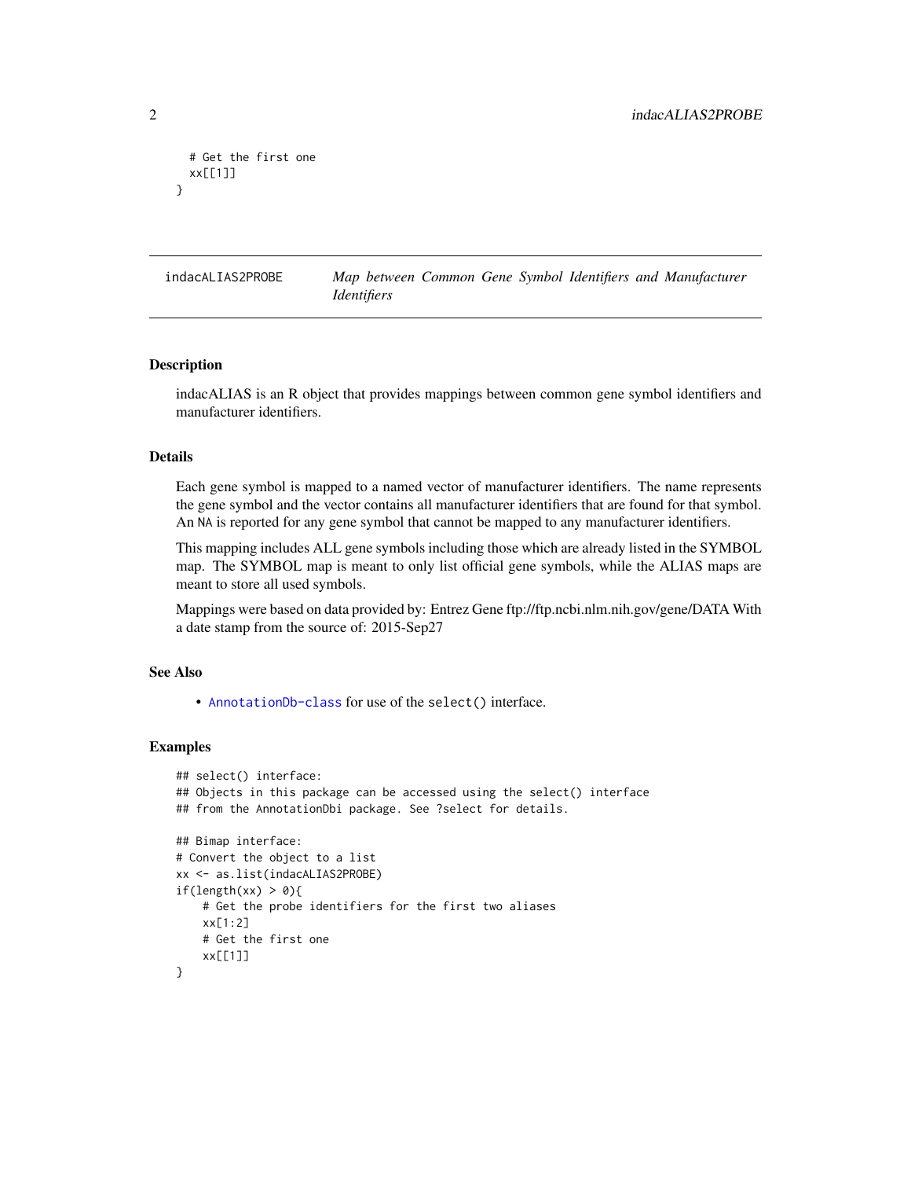```
  # Get the first one
  xx[[1]]
}
```

## indacALIAS2PROBE — *Map between Common Gene Symbol Identifiers and Manufacturer Identifiers*

### Description

indacALIAS is an R object that provides mappings between common gene symbol identifiers and manufacturer identifiers.

### Details

Each gene symbol is mapped to a named vector of manufacturer identifiers. The name represents the gene symbol and the vector contains all manufacturer identifiers that are found for that symbol. An NA is reported for any gene symbol that cannot be mapped to any manufacturer identifiers.

This mapping includes ALL gene symbols including those which are already listed in the SYMBOL map. The SYMBOL map is meant to only list official gene symbols, while the ALIAS maps are meant to store all used symbols.

Mappings were based on data provided by: Entrez Gene ftp://ftp.ncbi.nlm.nih.gov/gene/DATA With a date stamp from the source of: 2015-Sep27

### See Also

- AnnotationDb-class for use of the `select()` interface.

### Examples

```
## select() interface:
## Objects in this package can be accessed using the select() interface
## from the AnnotationDbi package. See ?select for details.

## Bimap interface:
# Convert the object to a list
xx <- as.list(indacALIAS2PROBE)
if(length(xx) > 0){
    # Get the probe identifiers for the first two aliases
    xx[1:2]
    # Get the first one
    xx[[1]]
}
```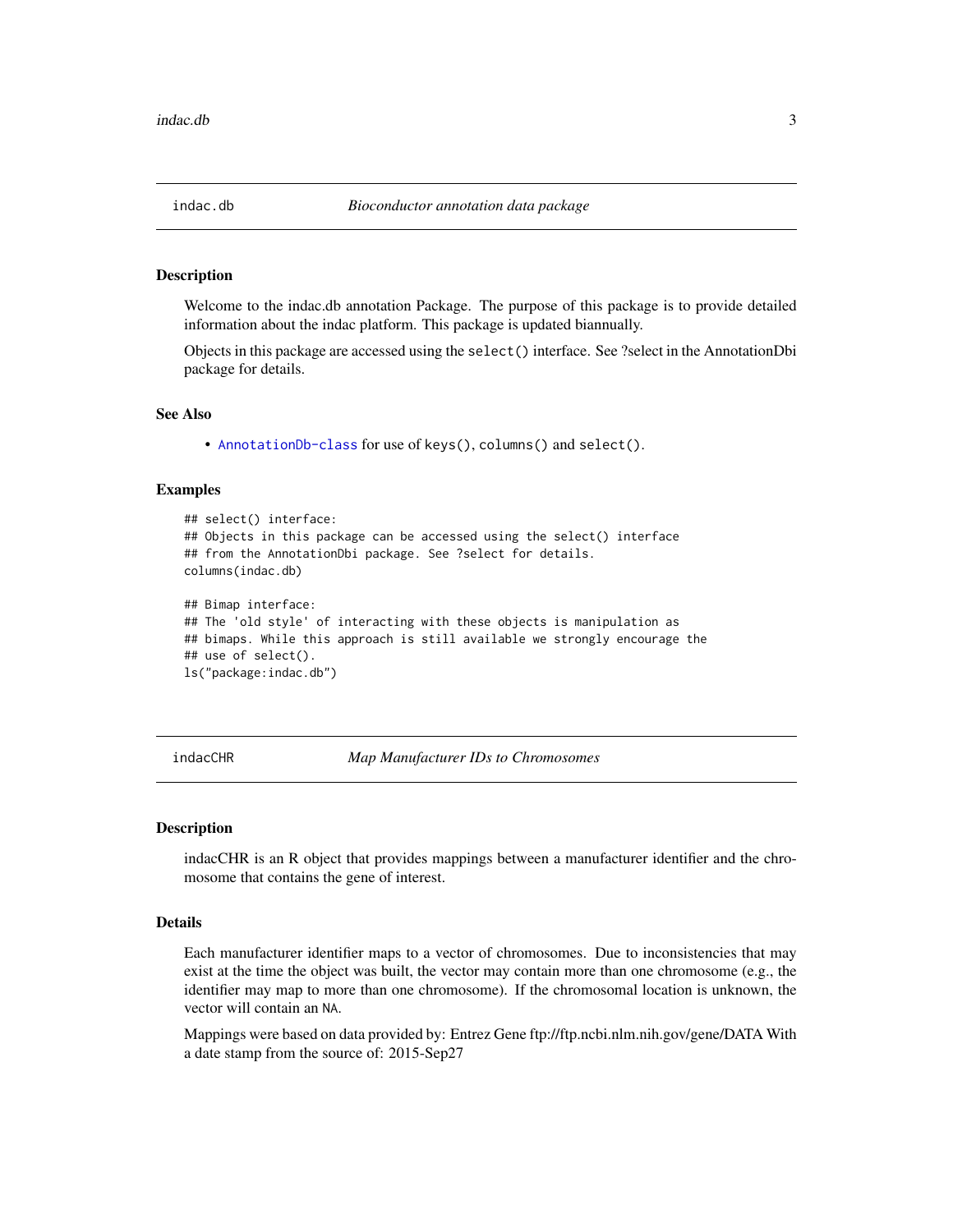## indac.db — *Bioconductor annotation data package*

### Description

Welcome to the indac.db annotation Package. The purpose of this package is to provide detailed information about the indac platform. This package is updated biannually.

Objects in this package are accessed using the `select()` interface. See ?select in the AnnotationDbi package for details.

### See Also

- `AnnotationDb-class` for use of `keys()`, `columns()` and `select()`.

### Examples

```
## select() interface:
## Objects in this package can be accessed using the select() interface
## from the AnnotationDbi package. See ?select for details.
columns(indac.db)

## Bimap interface:
## The 'old style' of interacting with these objects is manipulation as
## bimaps. While this approach is still available we strongly encourage the
## use of select().
ls("package:indac.db")
```

## indacCHR — *Map Manufacturer IDs to Chromosomes*

### Description

indacCHR is an R object that provides mappings between a manufacturer identifier and the chromosome that contains the gene of interest.

### Details

Each manufacturer identifier maps to a vector of chromosomes. Due to inconsistencies that may exist at the time the object was built, the vector may contain more than one chromosome (e.g., the identifier may map to more than one chromosome). If the chromosomal location is unknown, the vector will contain an `NA`.

Mappings were based on data provided by: Entrez Gene ftp://ftp.ncbi.nlm.nih.gov/gene/DATA With a date stamp from the source of: 2015-Sep27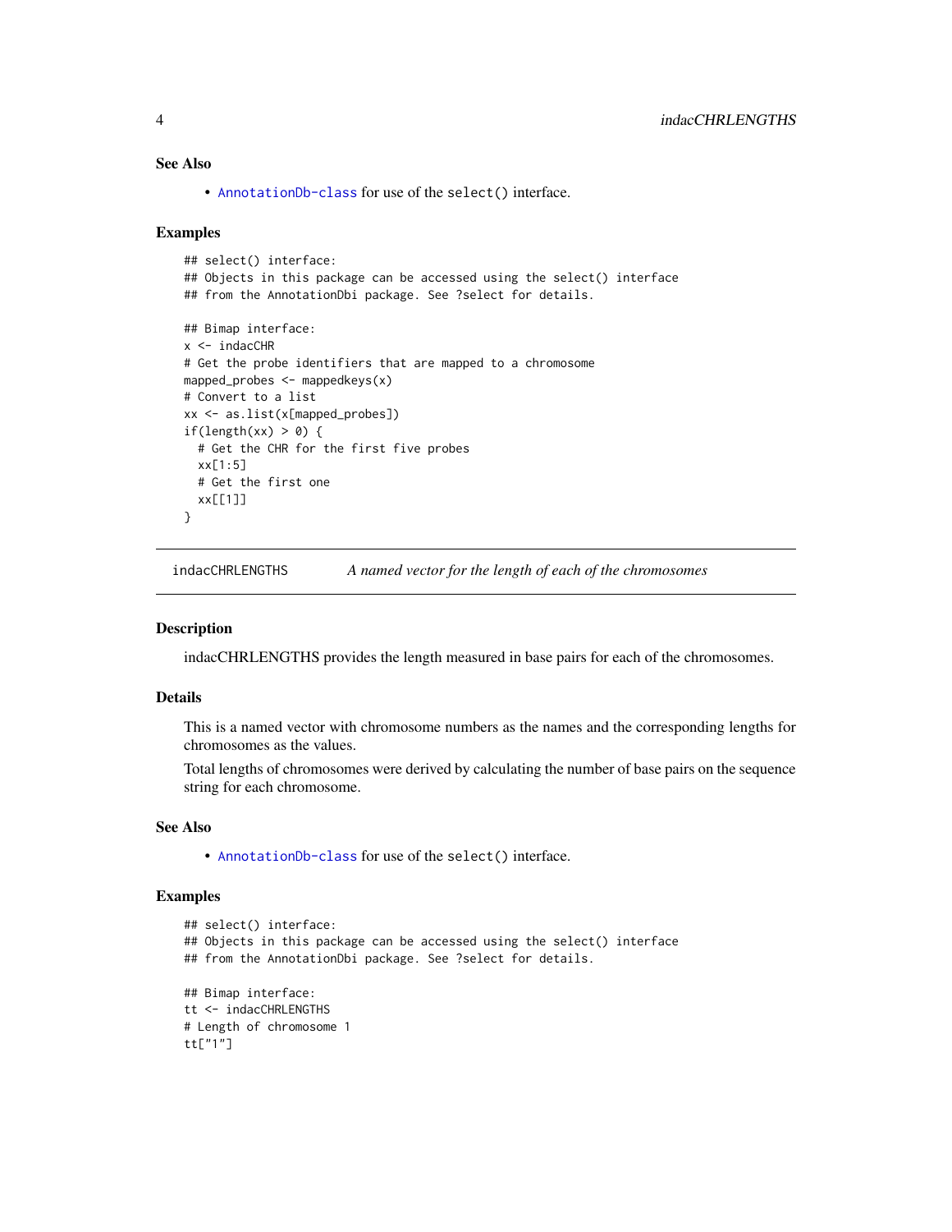### See Also

- `AnnotationDb-class` for use of the `select()` interface.

### Examples

```
## select() interface:
## Objects in this package can be accessed using the select() interface
## from the AnnotationDbi package. See ?select for details.

## Bimap interface:
x <- indacCHR
# Get the probe identifiers that are mapped to a chromosome
mapped_probes <- mappedkeys(x)
# Convert to a list
xx <- as.list(x[mapped_probes])
if(length(xx) > 0) {
  # Get the CHR for the first five probes
  xx[1:5]
  # Get the first one
  xx[[1]]
}
```

---

## indacCHRLENGTHS *A named vector for the length of each of the chromosomes*

---

### Description

indacCHRLENGTHS provides the length measured in base pairs for each of the chromosomes.

### Details

This is a named vector with chromosome numbers as the names and the corresponding lengths for chromosomes as the values.

Total lengths of chromosomes were derived by calculating the number of base pairs on the sequence string for each chromosome.

### See Also

- `AnnotationDb-class` for use of the `select()` interface.

### Examples

```
## select() interface:
## Objects in this package can be accessed using the select() interface
## from the AnnotationDbi package. See ?select for details.

## Bimap interface:
tt <- indacCHRLENGTHS
# Length of chromosome 1
tt["1"]
```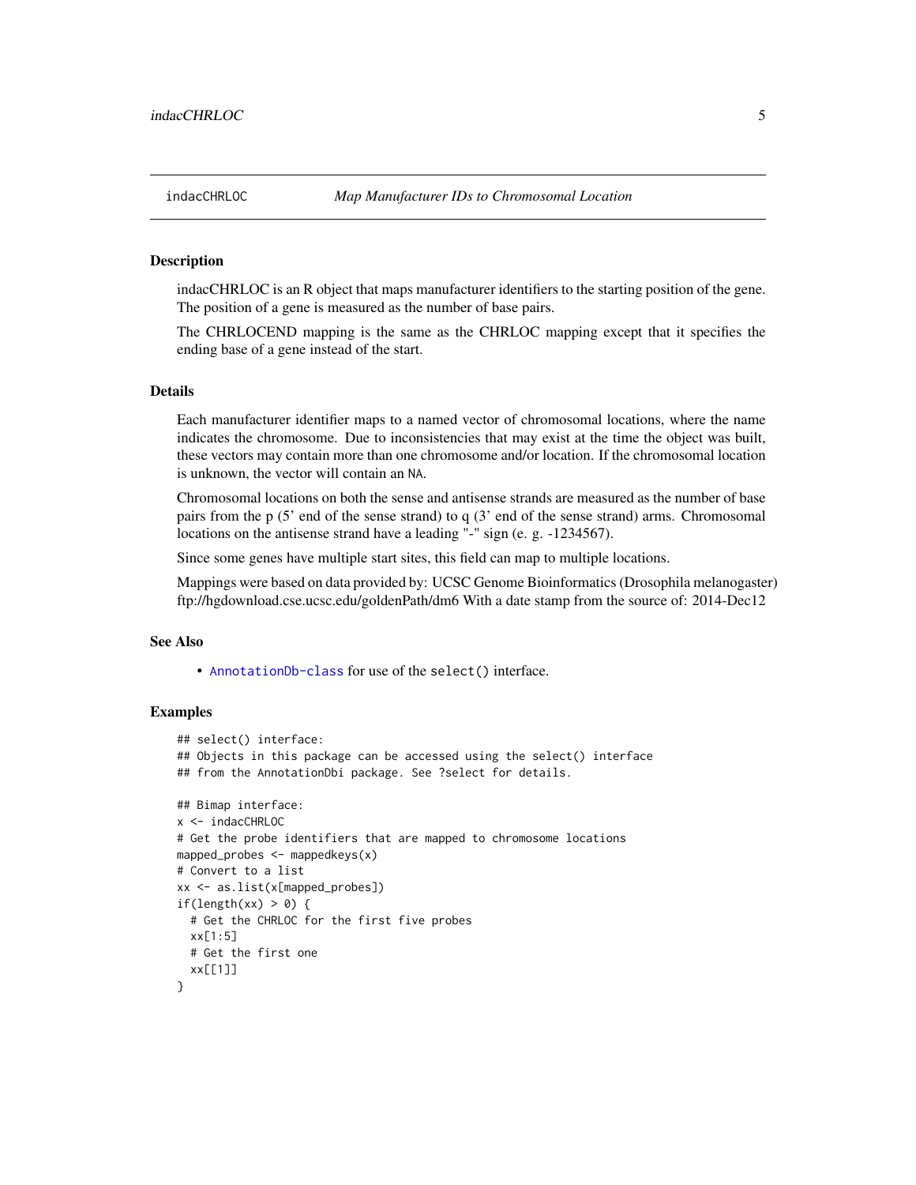## indacCHRLOC *Map Manufacturer IDs to Chromosomal Location*

### Description

indacCHRLOC is an R object that maps manufacturer identifiers to the starting position of the gene. The position of a gene is measured as the number of base pairs.

The CHRLOCEND mapping is the same as the CHRLOC mapping except that it specifies the ending base of a gene instead of the start.

### Details

Each manufacturer identifier maps to a named vector of chromosomal locations, where the name indicates the chromosome. Due to inconsistencies that may exist at the time the object was built, these vectors may contain more than one chromosome and/or location. If the chromosomal location is unknown, the vector will contain an `NA`.

Chromosomal locations on both the sense and antisense strands are measured as the number of base pairs from the p (5' end of the sense strand) to q (3' end of the sense strand) arms. Chromosomal locations on the antisense strand have a leading "-" sign (e. g. -1234567).

Since some genes have multiple start sites, this field can map to multiple locations.

Mappings were based on data provided by: UCSC Genome Bioinformatics (Drosophila melanogaster) ftp://hgdownload.cse.ucsc.edu/goldenPath/dm6 With a date stamp from the source of: 2014-Dec12

### See Also

- `AnnotationDb-class` for use of the `select()` interface.

### Examples

```
## select() interface:
## Objects in this package can be accessed using the select() interface
## from the AnnotationDbi package. See ?select for details.

## Bimap interface:
x <- indacCHRLOC
# Get the probe identifiers that are mapped to chromosome locations
mapped_probes <- mappedkeys(x)
# Convert to a list
xx <- as.list(x[mapped_probes])
if(length(xx) > 0) {
  # Get the CHRLOC for the first five probes
  xx[1:5]
  # Get the first one
  xx[[1]]
}
```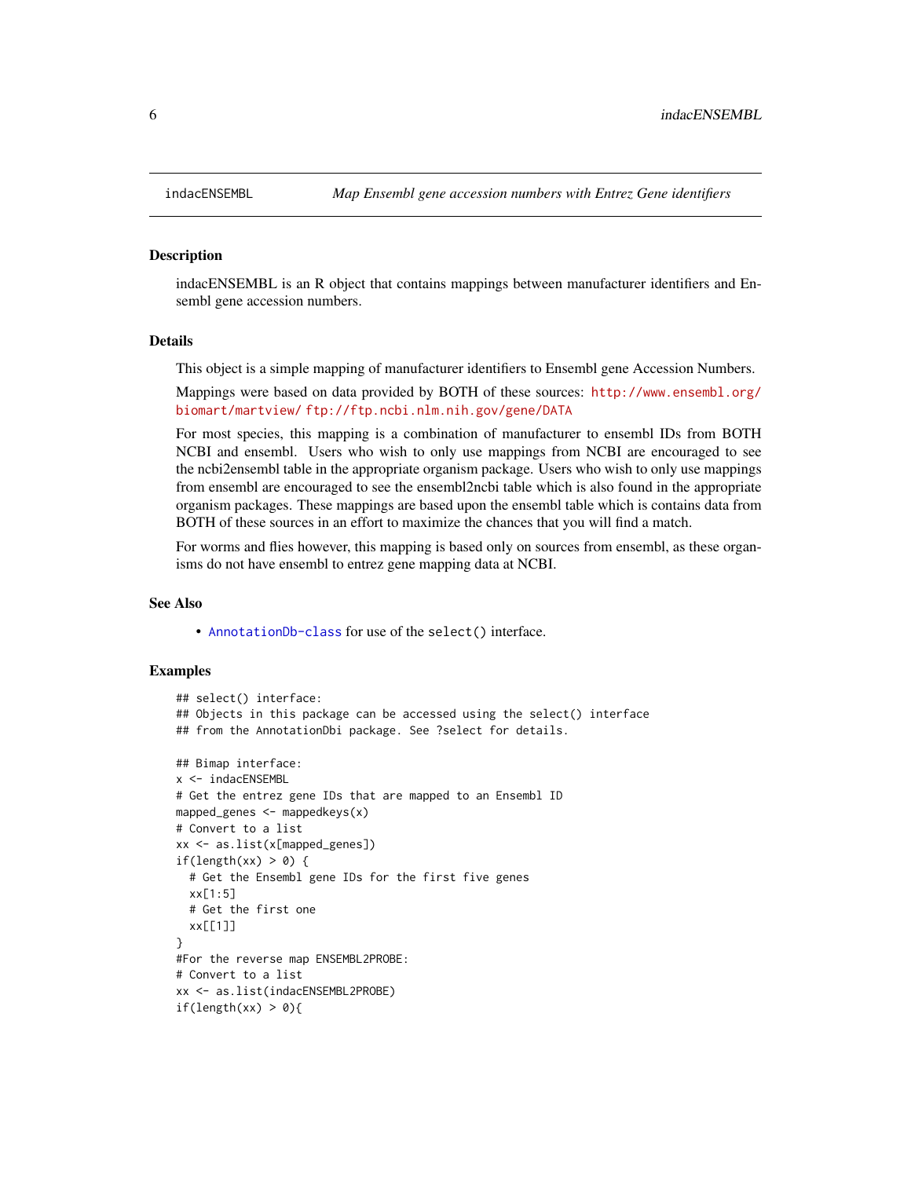# indacENSEMBL — *Map Ensembl gene accession numbers with Entrez Gene identifiers*

## Description

indacENSEMBL is an R object that contains mappings between manufacturer identifiers and Ensembl gene accession numbers.

## Details

This object is a simple mapping of manufacturer identifiers to Ensembl gene Accession Numbers.

Mappings were based on data provided by BOTH of these sources: http://www.ensembl.org/biomart/martview/ ftp://ftp.ncbi.nlm.nih.gov/gene/DATA

For most species, this mapping is a combination of manufacturer to ensembl IDs from BOTH NCBI and ensembl. Users who wish to only use mappings from NCBI are encouraged to see the ncbi2ensembl table in the appropriate organism package. Users who wish to only use mappings from ensembl are encouraged to see the ensembl2ncbi table which is also found in the appropriate organism packages. These mappings are based upon the ensembl table which is contains data from BOTH of these sources in an effort to maximize the chances that you will find a match.

For worms and flies however, this mapping is based only on sources from ensembl, as these organisms do not have ensembl to entrez gene mapping data at NCBI.

## See Also

- `AnnotationDb-class` for use of the `select()` interface.

## Examples

```
## select() interface:
## Objects in this package can be accessed using the select() interface
## from the AnnotationDbi package. See ?select for details.

## Bimap interface:
x <- indacENSEMBL
# Get the entrez gene IDs that are mapped to an Ensembl ID
mapped_genes <- mappedkeys(x)
# Convert to a list
xx <- as.list(x[mapped_genes])
if(length(xx) > 0) {
  # Get the Ensembl gene IDs for the first five genes
  xx[1:5]
  # Get the first one
  xx[[1]]
}
#For the reverse map ENSEMBL2PROBE:
# Convert to a list
xx <- as.list(indacENSEMBL2PROBE)
if(length(xx) > 0){
```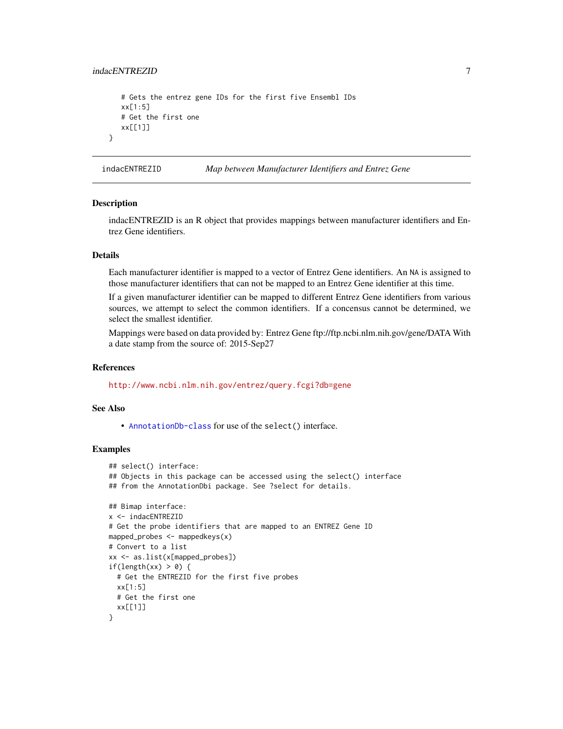```
  # Gets the entrez gene IDs for the first five Ensembl IDs
  xx[1:5]
  # Get the first one
  xx[[1]]
}
```

## indacENTREZID *Map between Manufacturer Identifiers and Entrez Gene*

### Description

indacENTREZID is an R object that provides mappings between manufacturer identifiers and Entrez Gene identifiers.

### Details

Each manufacturer identifier is mapped to a vector of Entrez Gene identifiers. An NA is assigned to those manufacturer identifiers that can not be mapped to an Entrez Gene identifier at this time.

If a given manufacturer identifier can be mapped to different Entrez Gene identifiers from various sources, we attempt to select the common identifiers. If a concensus cannot be determined, we select the smallest identifier.

Mappings were based on data provided by: Entrez Gene ftp://ftp.ncbi.nlm.nih.gov/gene/DATA With a date stamp from the source of: 2015-Sep27

### References

http://www.ncbi.nlm.nih.gov/entrez/query.fcgi?db=gene

### See Also

- AnnotationDb-class for use of the `select()` interface.

### Examples

```
## select() interface:
## Objects in this package can be accessed using the select() interface
## from the AnnotationDbi package. See ?select for details.

## Bimap interface:
x <- indacENTREZID
# Get the probe identifiers that are mapped to an ENTREZ Gene ID
mapped_probes <- mappedkeys(x)
# Convert to a list
xx <- as.list(x[mapped_probes])
if(length(xx) > 0) {
  # Get the ENTREZID for the first five probes
  xx[1:5]
  # Get the first one
  xx[[1]]
}
```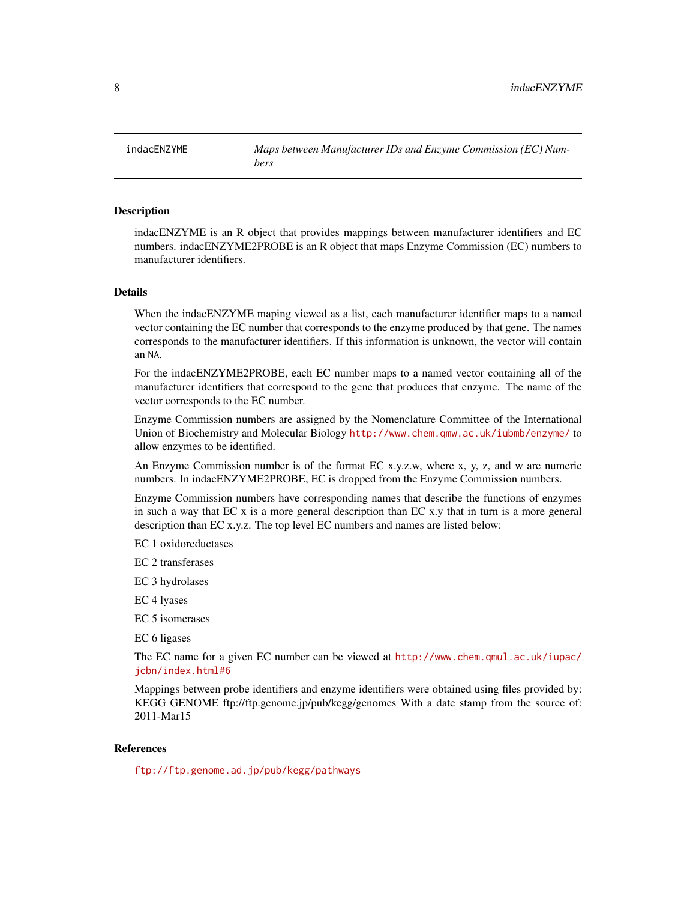indacENZYME *Maps between Manufacturer IDs and Enzyme Commission (EC) Numbers*

## Description

indacENZYME is an R object that provides mappings between manufacturer identifiers and EC numbers. indacENZYME2PROBE is an R object that maps Enzyme Commission (EC) numbers to manufacturer identifiers.

## Details

When the indacENZYME maping viewed as a list, each manufacturer identifier maps to a named vector containing the EC number that corresponds to the enzyme produced by that gene. The names corresponds to the manufacturer identifiers. If this information is unknown, the vector will contain an `NA`.

For the indacENZYME2PROBE, each EC number maps to a named vector containing all of the manufacturer identifiers that correspond to the gene that produces that enzyme. The name of the vector corresponds to the EC number.

Enzyme Commission numbers are assigned by the Nomenclature Committee of the International Union of Biochemistry and Molecular Biology http://www.chem.qmw.ac.uk/iubmb/enzyme/ to allow enzymes to be identified.

An Enzyme Commission number is of the format EC x.y.z.w, where x, y, z, and w are numeric numbers. In indacENZYME2PROBE, EC is dropped from the Enzyme Commission numbers.

Enzyme Commission numbers have corresponding names that describe the functions of enzymes in such a way that EC x is a more general description than EC x.y that in turn is a more general description than EC x.y.z. The top level EC numbers and names are listed below:

EC 1 oxidoreductases

EC 2 transferases

EC 3 hydrolases

EC 4 lyases

EC 5 isomerases

EC 6 ligases

The EC name for a given EC number can be viewed at http://www.chem.qmul.ac.uk/iupac/jcbn/index.html#6

Mappings between probe identifiers and enzyme identifiers were obtained using files provided by: KEGG GENOME ftp://ftp.genome.jp/pub/kegg/genomes With a date stamp from the source of: 2011-Mar15

## References

ftp://ftp.genome.ad.jp/pub/kegg/pathways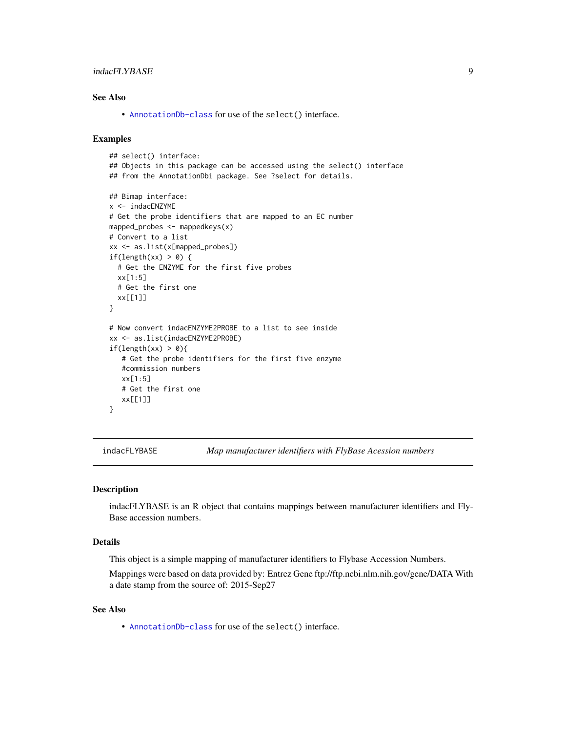### See Also

- `AnnotationDb-class` for use of the `select()` interface.

### Examples

```
## select() interface:
## Objects in this package can be accessed using the select() interface
## from the AnnotationDbi package. See ?select for details.

## Bimap interface:
x <- indacENZYME
# Get the probe identifiers that are mapped to an EC number
mapped_probes <- mappedkeys(x)
# Convert to a list
xx <- as.list(x[mapped_probes])
if(length(xx) > 0) {
  # Get the ENZYME for the first five probes
  xx[1:5]
  # Get the first one
  xx[[1]]
}

# Now convert indacENZYME2PROBE to a list to see inside
xx <- as.list(indacENZYME2PROBE)
if(length(xx) > 0){
   # Get the probe identifiers for the first five enzyme
   #commission numbers
   xx[1:5]
   # Get the first one
   xx[[1]]
}
```

---

## indacFLYBASE — *Map manufacturer identifiers with FlyBase Acession numbers*

### Description

indacFLYBASE is an R object that contains mappings between manufacturer identifiers and FlyBase accession numbers.

### Details

This object is a simple mapping of manufacturer identifiers to Flybase Accession Numbers.

Mappings were based on data provided by: Entrez Gene ftp://ftp.ncbi.nlm.nih.gov/gene/DATA With a date stamp from the source of: 2015-Sep27

### See Also

- `AnnotationDb-class` for use of the `select()` interface.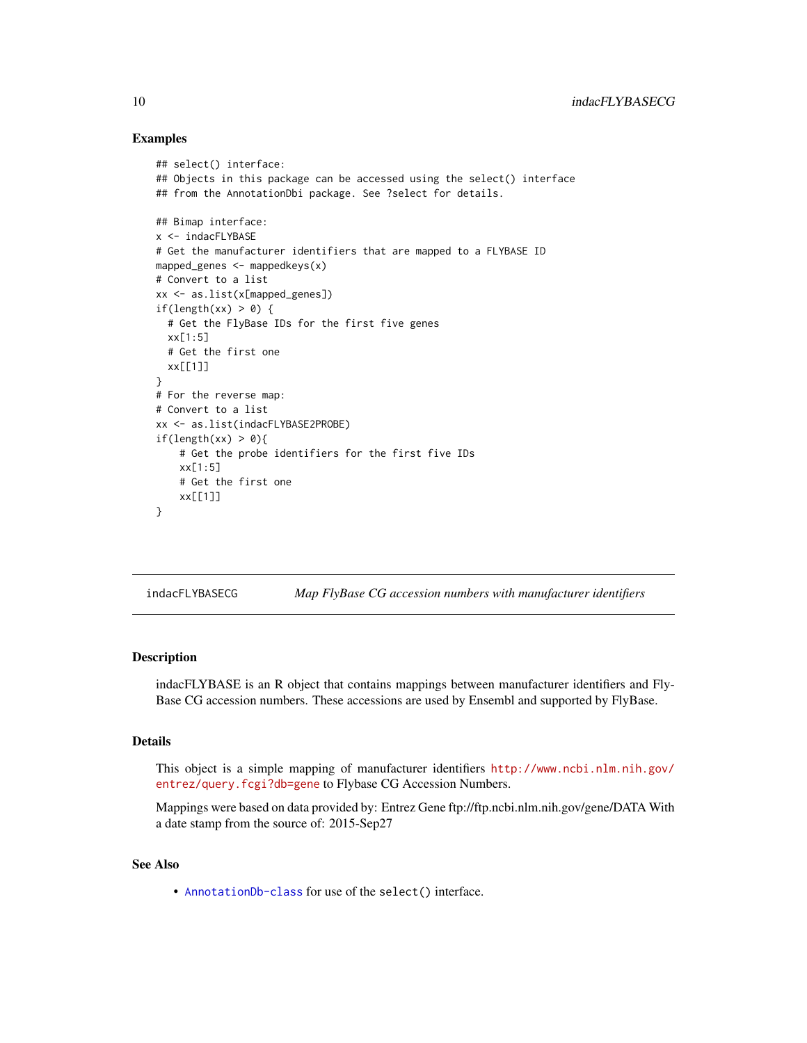## Examples

```
## select() interface:
## Objects in this package can be accessed using the select() interface
## from the AnnotationDbi package. See ?select for details.

## Bimap interface:
x <- indacFLYBASE
# Get the manufacturer identifiers that are mapped to a FLYBASE ID
mapped_genes <- mappedkeys(x)
# Convert to a list
xx <- as.list(x[mapped_genes])
if(length(xx) > 0) {
  # Get the FlyBase IDs for the first five genes
  xx[1:5]
  # Get the first one
  xx[[1]]
}
# For the reverse map:
# Convert to a list
xx <- as.list(indacFLYBASE2PROBE)
if(length(xx) > 0){
    # Get the probe identifiers for the first five IDs
    xx[1:5]
    # Get the first one
    xx[[1]]
}
```

---

indacFLYBASECG &nbsp;&nbsp;&nbsp; *Map FlyBase CG accession numbers with manufacturer identifiers*

---

## Description

indacFLYBASE is an R object that contains mappings between manufacturer identifiers and FlyBase CG accession numbers. These accessions are used by Ensembl and supported by FlyBase.

## Details

This object is a simple mapping of manufacturer identifiers http://www.ncbi.nlm.nih.gov/entrez/query.fcgi?db=gene to Flybase CG Accession Numbers.

Mappings were based on data provided by: Entrez Gene ftp://ftp.ncbi.nlm.nih.gov/gene/DATA With a date stamp from the source of: 2015-Sep27

## See Also

- AnnotationDb-class for use of the select() interface.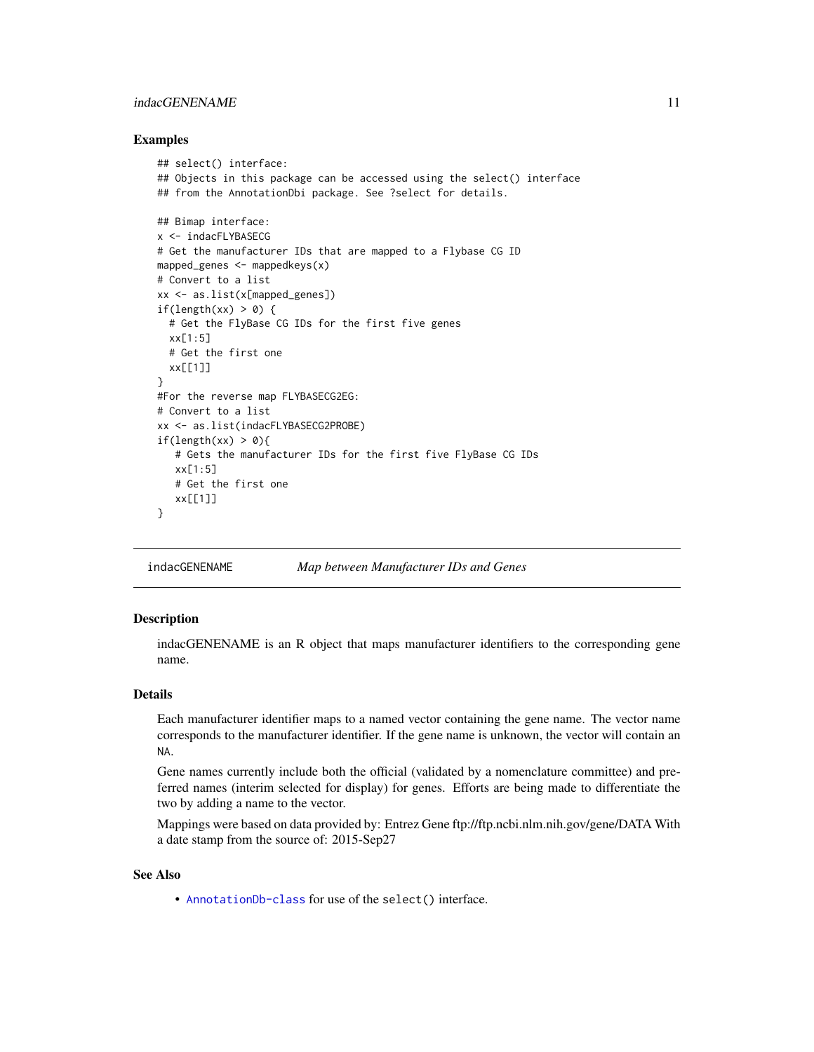### Examples

```
## select() interface:
## Objects in this package can be accessed using the select() interface
## from the AnnotationDbi package. See ?select for details.

## Bimap interface:
x <- indacFLYBASECG
# Get the manufacturer IDs that are mapped to a Flybase CG ID
mapped_genes <- mappedkeys(x)
# Convert to a list
xx <- as.list(x[mapped_genes])
if(length(xx) > 0) {
  # Get the FlyBase CG IDs for the first five genes
  xx[1:5]
  # Get the first one
  xx[[1]]
}
#For the reverse map FLYBASECG2EG:
# Convert to a list
xx <- as.list(indacFLYBASECG2PROBE)
if(length(xx) > 0){
   # Gets the manufacturer IDs for the first five FlyBase CG IDs
   xx[1:5]
   # Get the first one
   xx[[1]]
}
```

---

## indacGENENAME *Map between Manufacturer IDs and Genes*

---

### Description

indacGENENAME is an R object that maps manufacturer identifiers to the corresponding gene name.

### Details

Each manufacturer identifier maps to a named vector containing the gene name. The vector name corresponds to the manufacturer identifier. If the gene name is unknown, the vector will contain an `NA`.

Gene names currently include both the official (validated by a nomenclature committee) and preferred names (interim selected for display) for genes. Efforts are being made to differentiate the two by adding a name to the vector.

Mappings were based on data provided by: Entrez Gene ftp://ftp.ncbi.nlm.nih.gov/gene/DATA With a date stamp from the source of: 2015-Sep27

### See Also

- `AnnotationDb-class` for use of the `select()` interface.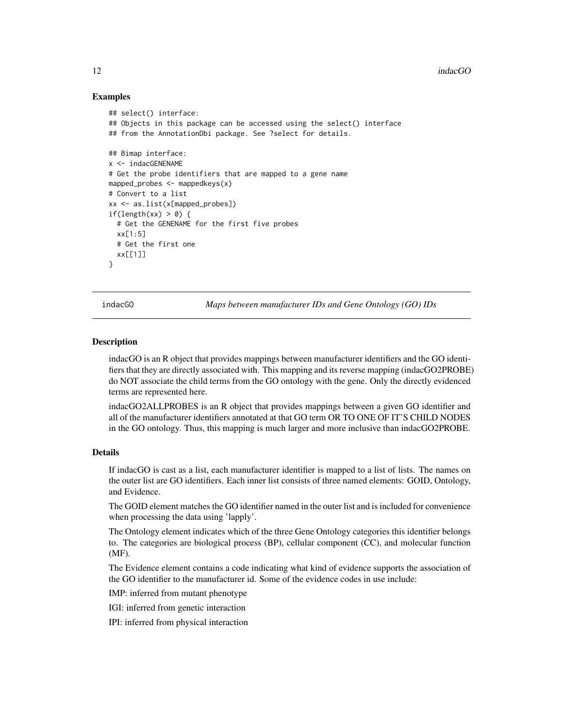### Examples

```
## select() interface:
## Objects in this package can be accessed using the select() interface
## from the AnnotationDbi package. See ?select for details.

## Bimap interface:
x <- indacGENENAME
# Get the probe identifiers that are mapped to a gene name
mapped_probes <- mappedkeys(x)
# Convert to a list
xx <- as.list(x[mapped_probes])
if(length(xx) > 0) {
  # Get the GENENAME for the first five probes
  xx[1:5]
  # Get the first one
  xx[[1]]
}
```

---

## indacGO — *Maps between manufacturer IDs and Gene Ontology (GO) IDs*

---

### Description

indacGO is an R object that provides mappings between manufacturer identifiers and the GO identifiers that they are directly associated with. This mapping and its reverse mapping (indacGO2PROBE) do NOT associate the child terms from the GO ontology with the gene. Only the directly evidenced terms are represented here.

indacGO2ALLPROBES is an R object that provides mappings between a given GO identifier and all of the manufacturer identifiers annotated at that GO term OR TO ONE OF IT'S CHILD NODES in the GO ontology. Thus, this mapping is much larger and more inclusive than indacGO2PROBE.

### Details

If indacGO is cast as a list, each manufacturer identifier is mapped to a list of lists. The names on the outer list are GO identifiers. Each inner list consists of three named elements: GOID, Ontology, and Evidence.

The GOID element matches the GO identifier named in the outer list and is included for convenience when processing the data using 'lapply'.

The Ontology element indicates which of the three Gene Ontology categories this identifier belongs to. The categories are biological process (BP), cellular component (CC), and molecular function (MF).

The Evidence element contains a code indicating what kind of evidence supports the association of the GO identifier to the manufacturer id. Some of the evidence codes in use include:

IMP: inferred from mutant phenotype

IGI: inferred from genetic interaction

IPI: inferred from physical interaction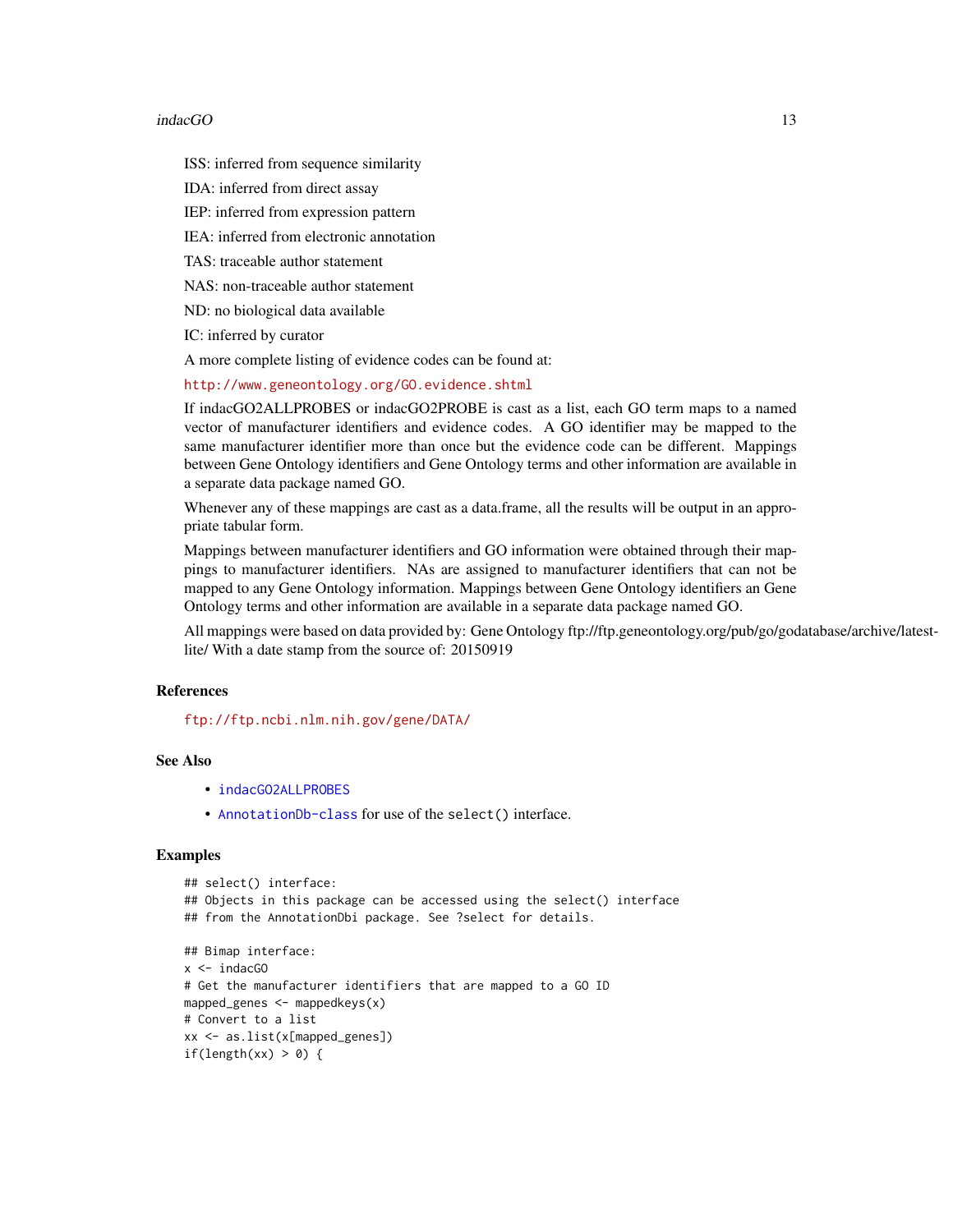ISS: inferred from sequence similarity

IDA: inferred from direct assay

IEP: inferred from expression pattern

IEA: inferred from electronic annotation

TAS: traceable author statement

NAS: non-traceable author statement

ND: no biological data available

IC: inferred by curator

A more complete listing of evidence codes can be found at:

http://www.geneontology.org/GO.evidence.shtml

If indacGO2ALLPROBES or indacGO2PROBE is cast as a list, each GO term maps to a named vector of manufacturer identifiers and evidence codes. A GO identifier may be mapped to the same manufacturer identifier more than once but the evidence code can be different. Mappings between Gene Ontology identifiers and Gene Ontology terms and other information are available in a separate data package named GO.

Whenever any of these mappings are cast as a data.frame, all the results will be output in an appropriate tabular form.

Mappings between manufacturer identifiers and GO information were obtained through their mappings to manufacturer identifiers. NAs are assigned to manufacturer identifiers that can not be mapped to any Gene Ontology information. Mappings between Gene Ontology identifiers an Gene Ontology terms and other information are available in a separate data package named GO.

All mappings were based on data provided by: Gene Ontology ftp://ftp.geneontology.org/pub/go/godatabase/archive/latest-lite/ With a date stamp from the source of: 20150919

### References

ftp://ftp.ncbi.nlm.nih.gov/gene/DATA/

### See Also

- indacGO2ALLPROBES
- AnnotationDb-class for use of the select() interface.

### Examples

```
## select() interface:
## Objects in this package can be accessed using the select() interface
## from the AnnotationDbi package. See ?select for details.

## Bimap interface:
x <- indacGO
# Get the manufacturer identifiers that are mapped to a GO ID
mapped_genes <- mappedkeys(x)
# Convert to a list
xx <- as.list(x[mapped_genes])
if(length(xx) > 0) {
```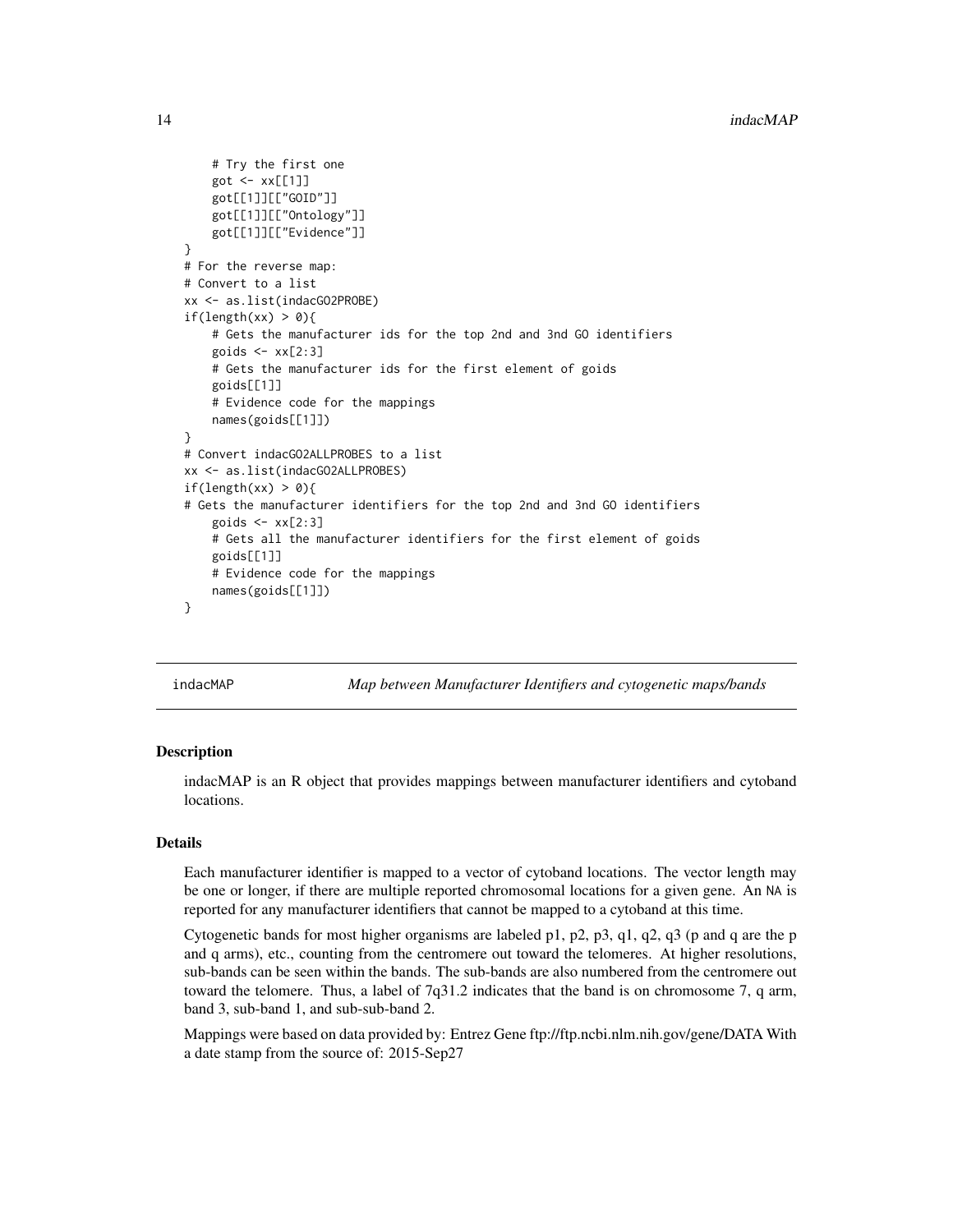```
    # Try the first one
    got <- xx[[1]]
    got[[1]][["GOID"]]
    got[[1]][["Ontology"]]
    got[[1]][["Evidence"]]
}
# For the reverse map:
# Convert to a list
xx <- as.list(indacGO2PROBE)
if(length(xx) > 0){
    # Gets the manufacturer ids for the top 2nd and 3nd GO identifiers
    goids <- xx[2:3]
    # Gets the manufacturer ids for the first element of goids
    goids[[1]]
    # Evidence code for the mappings
    names(goids[[1]])
}
# Convert indacGO2ALLPROBES to a list
xx <- as.list(indacGO2ALLPROBES)
if(length(xx) > 0){
# Gets the manufacturer identifiers for the top 2nd and 3nd GO identifiers
    goids <- xx[2:3]
    # Gets all the manufacturer identifiers for the first element of goids
    goids[[1]]
    # Evidence code for the mappings
    names(goids[[1]])
}
```

## indacMAP *Map between Manufacturer Identifiers and cytogenetic maps/bands*

### Description

indacMAP is an R object that provides mappings between manufacturer identifiers and cytoband locations.

### Details

Each manufacturer identifier is mapped to a vector of cytoband locations. The vector length may be one or longer, if there are multiple reported chromosomal locations for a given gene. An NA is reported for any manufacturer identifiers that cannot be mapped to a cytoband at this time.

Cytogenetic bands for most higher organisms are labeled p1, p2, p3, q1, q2, q3 (p and q are the p and q arms), etc., counting from the centromere out toward the telomeres. At higher resolutions, sub-bands can be seen within the bands. The sub-bands are also numbered from the centromere out toward the telomere. Thus, a label of 7q31.2 indicates that the band is on chromosome 7, q arm, band 3, sub-band 1, and sub-sub-band 2.

Mappings were based on data provided by: Entrez Gene ftp://ftp.ncbi.nlm.nih.gov/gene/DATA With a date stamp from the source of: 2015-Sep27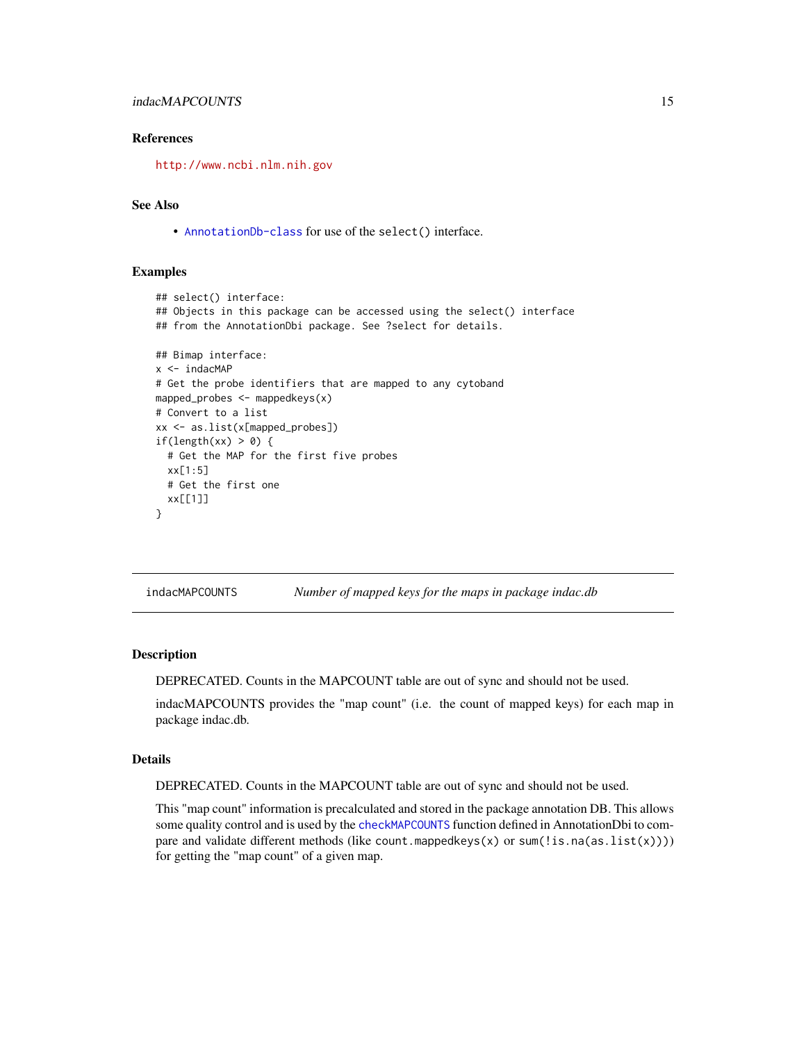## References

http://www.ncbi.nlm.nih.gov

## See Also

- AnnotationDb-class for use of the `select()` interface.

## Examples

```
## select() interface:
## Objects in this package can be accessed using the select() interface
## from the AnnotationDbi package. See ?select for details.

## Bimap interface:
x <- indacMAP
# Get the probe identifiers that are mapped to any cytoband
mapped_probes <- mappedkeys(x)
# Convert to a list
xx <- as.list(x[mapped_probes])
if(length(xx) > 0) {
  # Get the MAP for the first five probes
  xx[1:5]
  # Get the first one
  xx[[1]]
}
```

---

# indacMAPCOUNTS — *Number of mapped keys for the maps in package indac.db*

---

## Description

DEPRECATED. Counts in the MAPCOUNT table are out of sync and should not be used.

indacMAPCOUNTS provides the "map count" (i.e. the count of mapped keys) for each map in package indac.db.

## Details

DEPRECATED. Counts in the MAPCOUNT table are out of sync and should not be used.

This "map count" information is precalculated and stored in the package annotation DB. This allows some quality control and is used by the checkMAPCOUNTS function defined in AnnotationDbi to compare and validate different methods (like `count.mappedkeys(x)` or `sum(!is.na(as.list(x)))`) for getting the "map count" of a given map.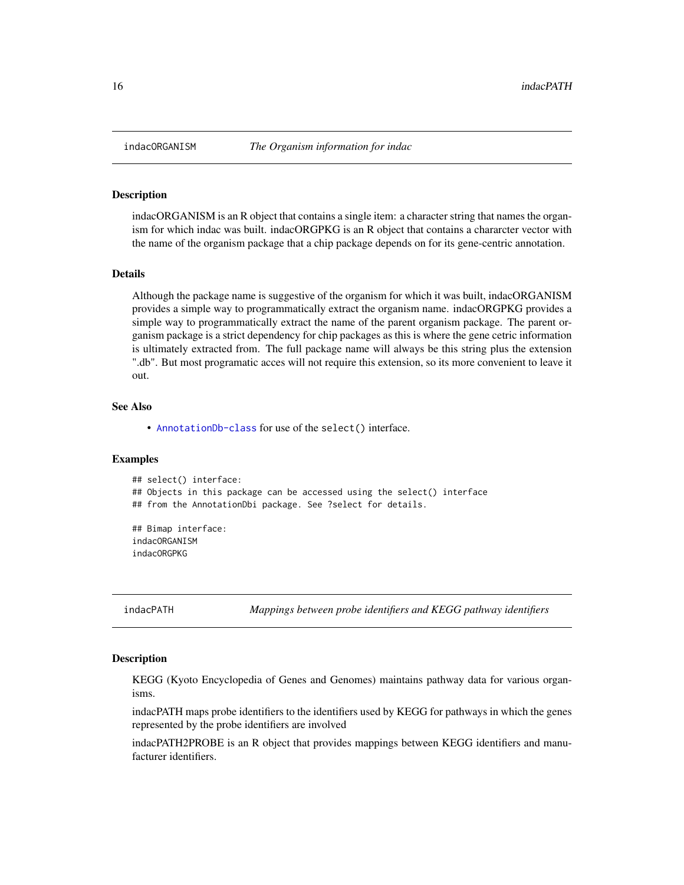## indacORGANISM *The Organism information for indac*

### Description

indacORGANISM is an R object that contains a single item: a character string that names the organism for which indac was built. indacORGPKG is an R object that contains a chararcter vector with the name of the organism package that a chip package depends on for its gene-centric annotation.

### Details

Although the package name is suggestive of the organism for which it was built, indacORGANISM provides a simple way to programmatically extract the organism name. indacORGPKG provides a simple way to programmatically extract the name of the parent organism package. The parent organism package is a strict dependency for chip packages as this is where the gene cetric information is ultimately extracted from. The full package name will always be this string plus the extension ".db". But most programatic acces will not require this extension, so its more convenient to leave it out.

### See Also

- AnnotationDb-class for use of the select() interface.

### Examples

```
## select() interface:
## Objects in this package can be accessed using the select() interface
## from the AnnotationDbi package. See ?select for details.

## Bimap interface:
indacORGANISM
indacORGPKG
```

## indacPATH *Mappings between probe identifiers and KEGG pathway identifiers*

### Description

KEGG (Kyoto Encyclopedia of Genes and Genomes) maintains pathway data for various organisms.

indacPATH maps probe identifiers to the identifiers used by KEGG for pathways in which the genes represented by the probe identifiers are involved

indacPATH2PROBE is an R object that provides mappings between KEGG identifiers and manufacturer identifiers.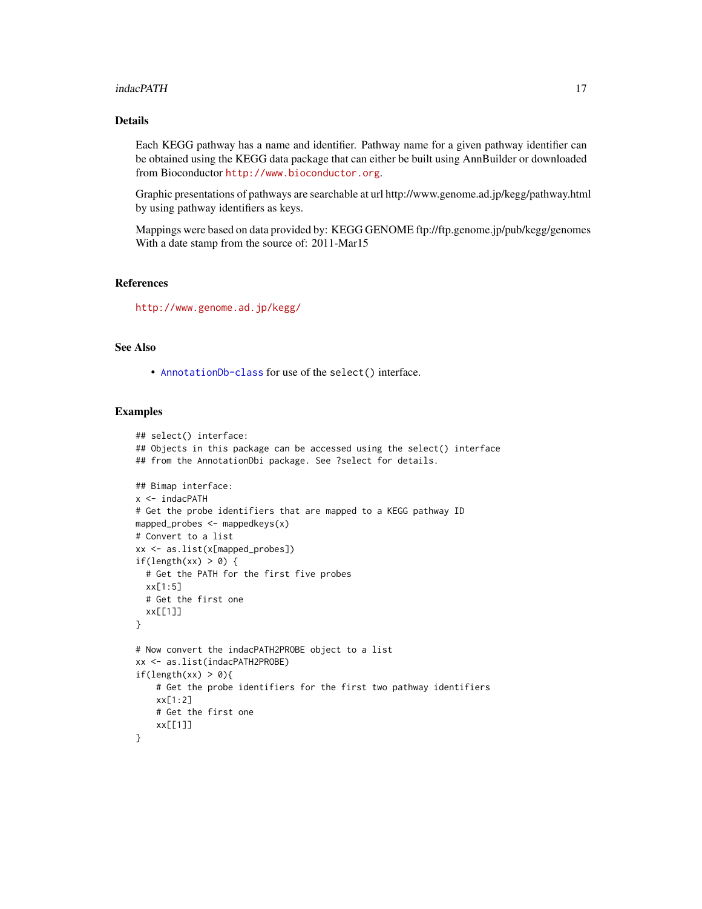## Details

Each KEGG pathway has a name and identifier. Pathway name for a given pathway identifier can be obtained using the KEGG data package that can either be built using AnnBuilder or downloaded from Bioconductor http://www.bioconductor.org.

Graphic presentations of pathways are searchable at url http://www.genome.ad.jp/kegg/pathway.html by using pathway identifiers as keys.

Mappings were based on data provided by: KEGG GENOME ftp://ftp.genome.jp/pub/kegg/genomes With a date stamp from the source of: 2011-Mar15

## References

http://www.genome.ad.jp/kegg/

## See Also

- AnnotationDb-class for use of the `select()` interface.

## Examples

```
## select() interface:
## Objects in this package can be accessed using the select() interface
## from the AnnotationDbi package. See ?select for details.

## Bimap interface:
x <- indacPATH
# Get the probe identifiers that are mapped to a KEGG pathway ID
mapped_probes <- mappedkeys(x)
# Convert to a list
xx <- as.list(x[mapped_probes])
if(length(xx) > 0) {
  # Get the PATH for the first five probes
  xx[1:5]
  # Get the first one
  xx[[1]]
}

# Now convert the indacPATH2PROBE object to a list
xx <- as.list(indacPATH2PROBE)
if(length(xx) > 0){
    # Get the probe identifiers for the first two pathway identifiers
    xx[1:2]
    # Get the first one
    xx[[1]]
}
```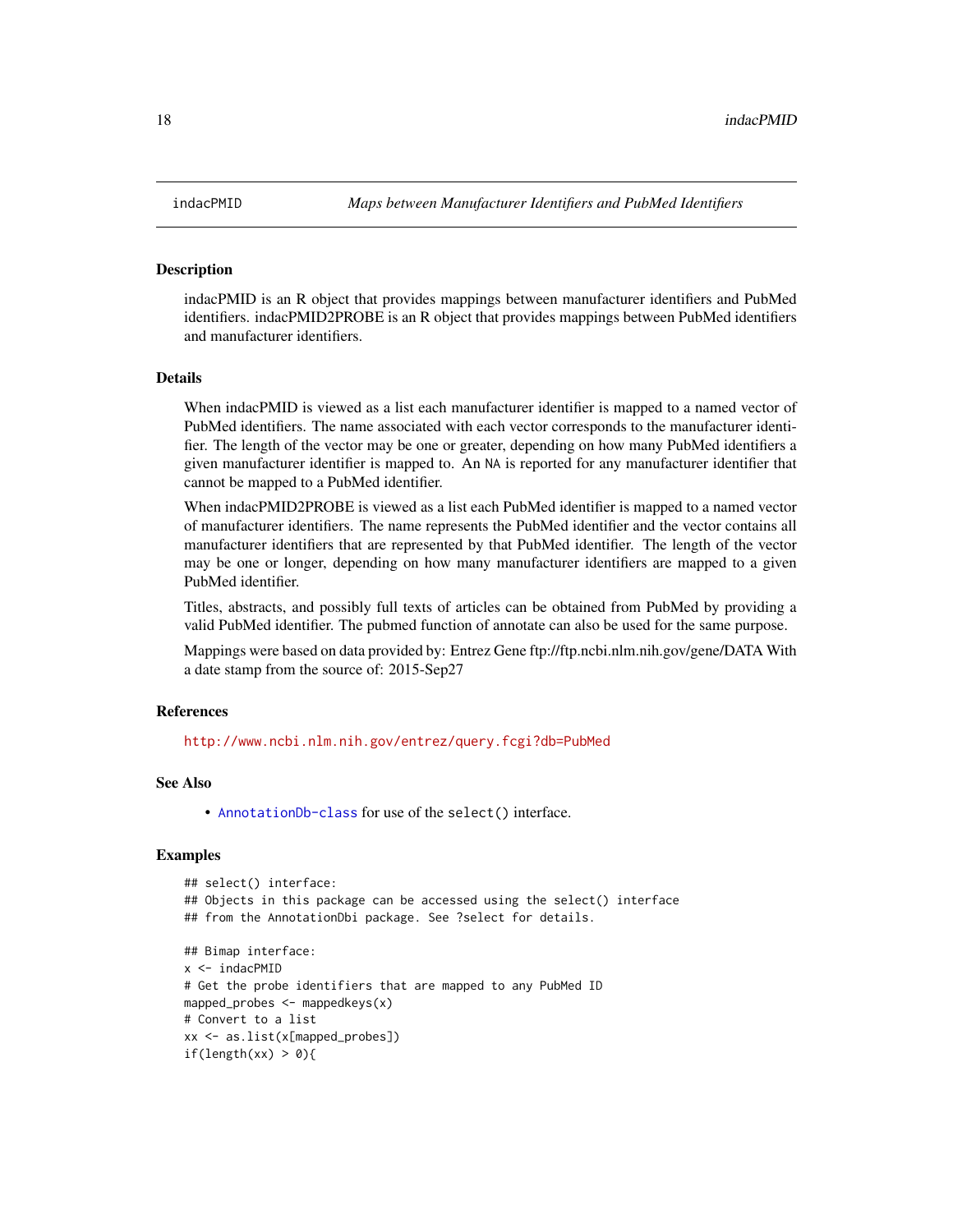## indacPMID — *Maps between Manufacturer Identifiers and PubMed Identifiers*

### Description

indacPMID is an R object that provides mappings between manufacturer identifiers and PubMed identifiers. indacPMID2PROBE is an R object that provides mappings between PubMed identifiers and manufacturer identifiers.

### Details

When indacPMID is viewed as a list each manufacturer identifier is mapped to a named vector of PubMed identifiers. The name associated with each vector corresponds to the manufacturer identifier. The length of the vector may be one or greater, depending on how many PubMed identifiers a given manufacturer identifier is mapped to. An `NA` is reported for any manufacturer identifier that cannot be mapped to a PubMed identifier.

When indacPMID2PROBE is viewed as a list each PubMed identifier is mapped to a named vector of manufacturer identifiers. The name represents the PubMed identifier and the vector contains all manufacturer identifiers that are represented by that PubMed identifier. The length of the vector may be one or longer, depending on how many manufacturer identifiers are mapped to a given PubMed identifier.

Titles, abstracts, and possibly full texts of articles can be obtained from PubMed by providing a valid PubMed identifier. The pubmed function of annotate can also be used for the same purpose.

Mappings were based on data provided by: Entrez Gene ftp://ftp.ncbi.nlm.nih.gov/gene/DATA With a date stamp from the source of: 2015-Sep27

### References

http://www.ncbi.nlm.nih.gov/entrez/query.fcgi?db=PubMed

### See Also

- `AnnotationDb-class` for use of the `select()` interface.

### Examples

```
## select() interface:
## Objects in this package can be accessed using the select() interface
## from the AnnotationDbi package. See ?select for details.

## Bimap interface:
x <- indacPMID
# Get the probe identifiers that are mapped to any PubMed ID
mapped_probes <- mappedkeys(x)
# Convert to a list
xx <- as.list(x[mapped_probes])
if(length(xx) > 0){
```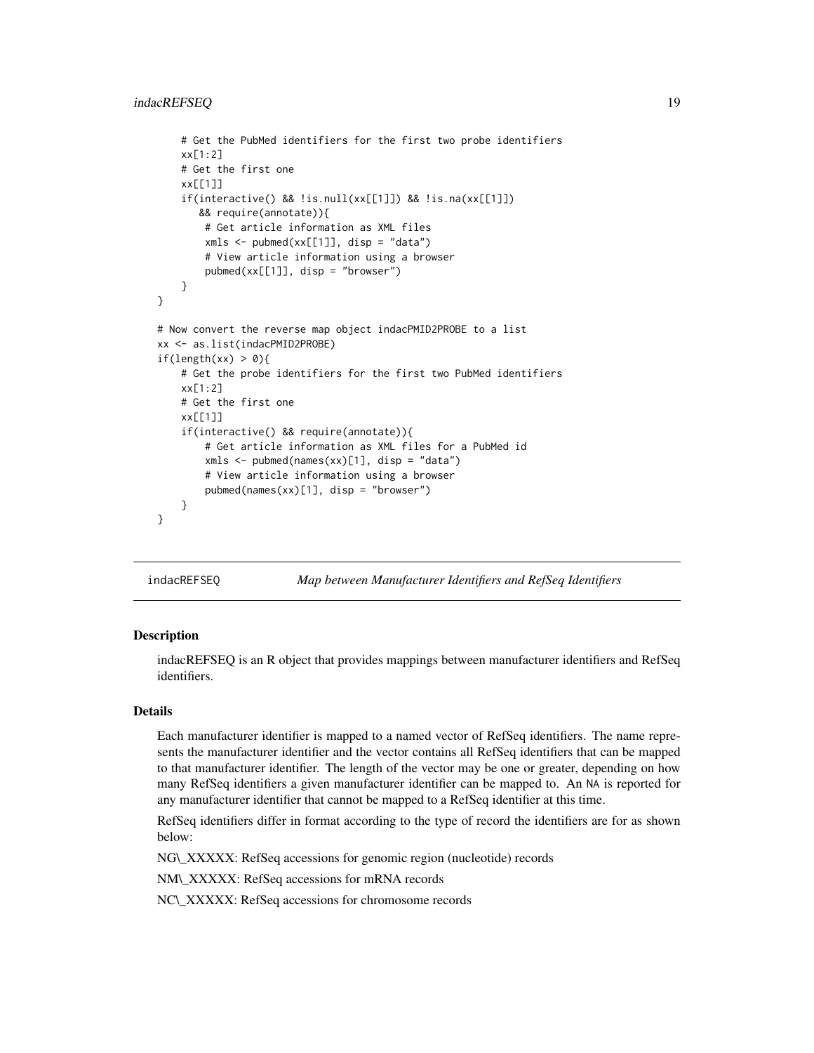```
    # Get the PubMed identifiers for the first two probe identifiers
    xx[1:2]
    # Get the first one
    xx[[1]]
    if(interactive() && !is.null(xx[[1]]) && !is.na(xx[[1]])
       && require(annotate)){
        # Get article information as XML files
        xmls <- pubmed(xx[[1]], disp = "data")
        # View article information using a browser
        pubmed(xx[[1]], disp = "browser")
    }
}

# Now convert the reverse map object indacPMID2PROBE to a list
xx <- as.list(indacPMID2PROBE)
if(length(xx) > 0){
    # Get the probe identifiers for the first two PubMed identifiers
    xx[1:2]
    # Get the first one
    xx[[1]]
    if(interactive() && require(annotate)){
        # Get article information as XML files for a PubMed id
        xmls <- pubmed(names(xx)[1], disp = "data")
        # View article information using a browser
        pubmed(names(xx)[1], disp = "browser")
    }
}
```

---

indacREFSEQ *Map between Manufacturer Identifiers and RefSeq Identifiers*

---

### Description

indacREFSEQ is an R object that provides mappings between manufacturer identifiers and RefSeq identifiers.

### Details

Each manufacturer identifier is mapped to a named vector of RefSeq identifiers. The name represents the manufacturer identifier and the vector contains all RefSeq identifiers that can be mapped to that manufacturer identifier. The length of the vector may be one or greater, depending on how many RefSeq identifiers a given manufacturer identifier can be mapped to. An NA is reported for any manufacturer identifier that cannot be mapped to a RefSeq identifier at this time.

RefSeq identifiers differ in format according to the type of record the identifiers are for as shown below:

NG\_XXXXX: RefSeq accessions for genomic region (nucleotide) records

NM\_XXXXX: RefSeq accessions for mRNA records

NC\_XXXXX: RefSeq accessions for chromosome records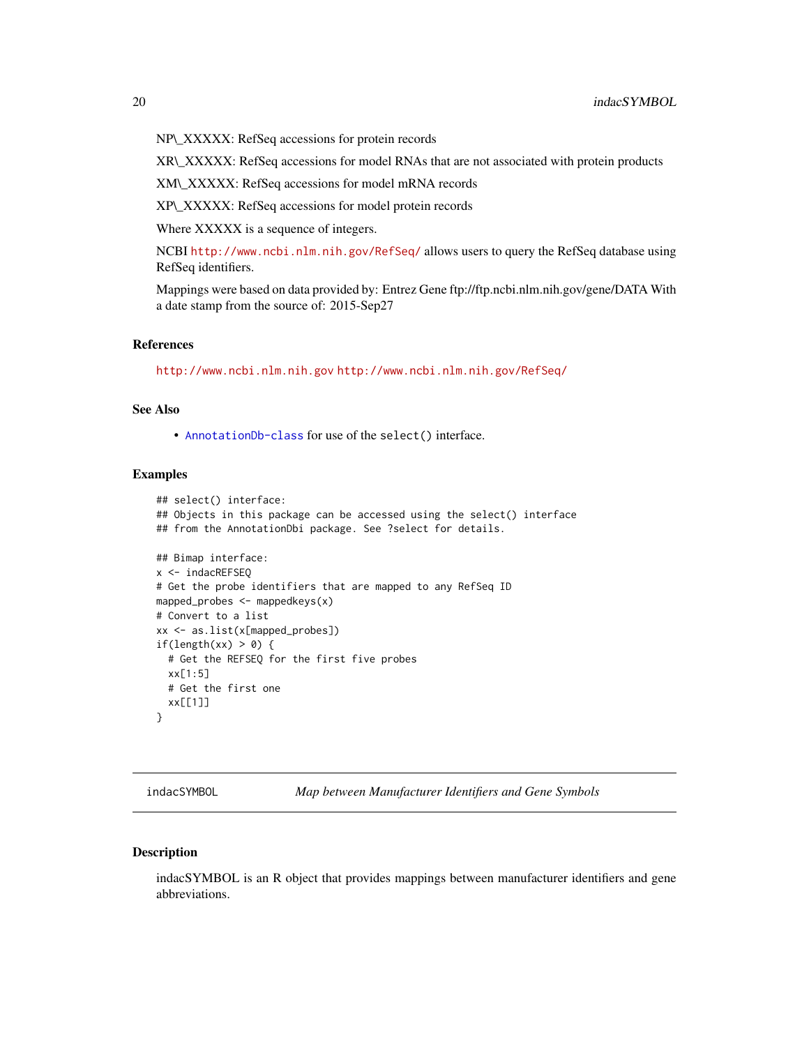NP\_XXXXX: RefSeq accessions for protein records

XR\_XXXXX: RefSeq accessions for model RNAs that are not associated with protein products

XM\_XXXXX: RefSeq accessions for model mRNA records

XP\_XXXXX: RefSeq accessions for model protein records

Where XXXXX is a sequence of integers.

NCBI http://www.ncbi.nlm.nih.gov/RefSeq/ allows users to query the RefSeq database using RefSeq identifiers.

Mappings were based on data provided by: Entrez Gene ftp://ftp.ncbi.nlm.nih.gov/gene/DATA With a date stamp from the source of: 2015-Sep27

### References

http://www.ncbi.nlm.nih.gov http://www.ncbi.nlm.nih.gov/RefSeq/

### See Also

- AnnotationDb-class for use of the `select()` interface.

### Examples

```
## select() interface:
## Objects in this package can be accessed using the select() interface
## from the AnnotationDbi package. See ?select for details.

## Bimap interface:
x <- indacREFSEQ
# Get the probe identifiers that are mapped to any RefSeq ID
mapped_probes <- mappedkeys(x)
# Convert to a list
xx <- as.list(x[mapped_probes])
if(length(xx) > 0) {
  # Get the REFSEQ for the first five probes
  xx[1:5]
  # Get the first one
  xx[[1]]
}
```

---

## indacSYMBOL *Map between Manufacturer Identifiers and Gene Symbols*

---

### Description

indacSYMBOL is an R object that provides mappings between manufacturer identifiers and gene abbreviations.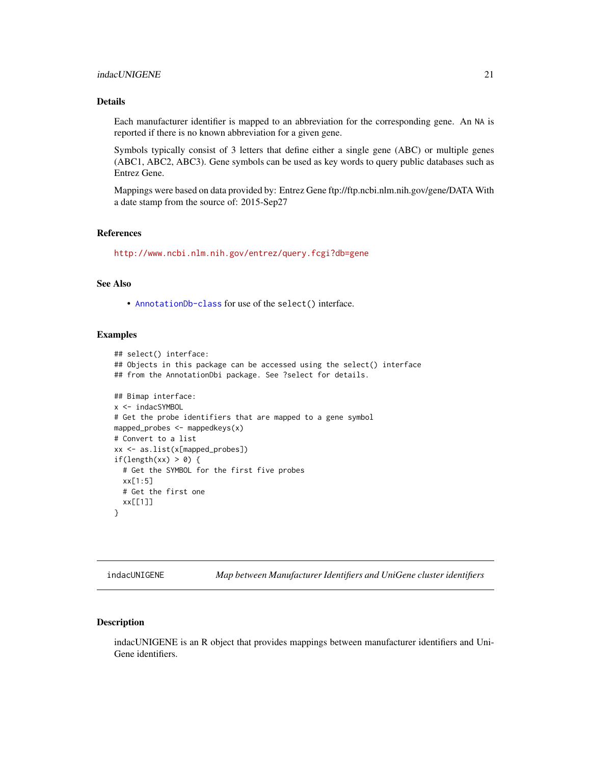## Details

Each manufacturer identifier is mapped to an abbreviation for the corresponding gene. An NA is reported if there is no known abbreviation for a given gene.

Symbols typically consist of 3 letters that define either a single gene (ABC) or multiple genes (ABC1, ABC2, ABC3). Gene symbols can be used as key words to query public databases such as Entrez Gene.

Mappings were based on data provided by: Entrez Gene ftp://ftp.ncbi.nlm.nih.gov/gene/DATA With a date stamp from the source of: 2015-Sep27

## References

http://www.ncbi.nlm.nih.gov/entrez/query.fcgi?db=gene

## See Also

- AnnotationDb-class for use of the select() interface.

## Examples

```
## select() interface:
## Objects in this package can be accessed using the select() interface
## from the AnnotationDbi package. See ?select for details.

## Bimap interface:
x <- indacSYMBOL
# Get the probe identifiers that are mapped to a gene symbol
mapped_probes <- mappedkeys(x)
# Convert to a list
xx <- as.list(x[mapped_probes])
if(length(xx) > 0) {
  # Get the SYMBOL for the first five probes
  xx[1:5]
  # Get the first one
  xx[[1]]
}
```

---

# indacUNIGENE *Map between Manufacturer Identifiers and UniGene cluster identifiers*

## Description

indacUNIGENE is an R object that provides mappings between manufacturer identifiers and UniGene identifiers.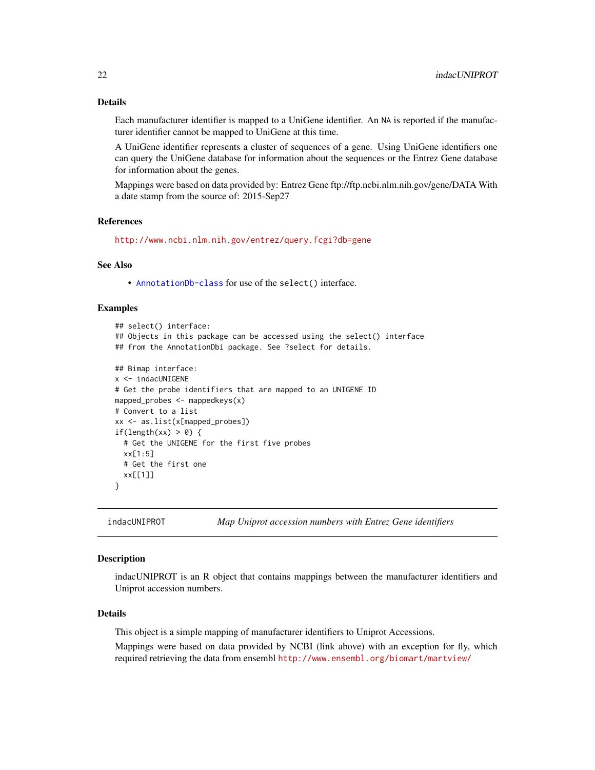## Details

Each manufacturer identifier is mapped to a UniGene identifier. An NA is reported if the manufacturer identifier cannot be mapped to UniGene at this time.

A UniGene identifier represents a cluster of sequences of a gene. Using UniGene identifiers one can query the UniGene database for information about the sequences or the Entrez Gene database for information about the genes.

Mappings were based on data provided by: Entrez Gene ftp://ftp.ncbi.nlm.nih.gov/gene/DATA With a date stamp from the source of: 2015-Sep27

## References

http://www.ncbi.nlm.nih.gov/entrez/query.fcgi?db=gene

## See Also

- AnnotationDb-class for use of the select() interface.

## Examples

```
## select() interface:
## Objects in this package can be accessed using the select() interface
## from the AnnotationDbi package. See ?select for details.

## Bimap interface:
x <- indacUNIGENE
# Get the probe identifiers that are mapped to an UNIGENE ID
mapped_probes <- mappedkeys(x)
# Convert to a list
xx <- as.list(x[mapped_probes])
if(length(xx) > 0) {
  # Get the UNIGENE for the first five probes
  xx[1:5]
  # Get the first one
  xx[[1]]
}
```

---

# indacUNIPROT — *Map Uniprot accession numbers with Entrez Gene identifiers*

## Description

indacUNIPROT is an R object that contains mappings between the manufacturer identifiers and Uniprot accession numbers.

## Details

This object is a simple mapping of manufacturer identifiers to Uniprot Accessions.

Mappings were based on data provided by NCBI (link above) with an exception for fly, which required retrieving the data from ensembl http://www.ensembl.org/biomart/martview/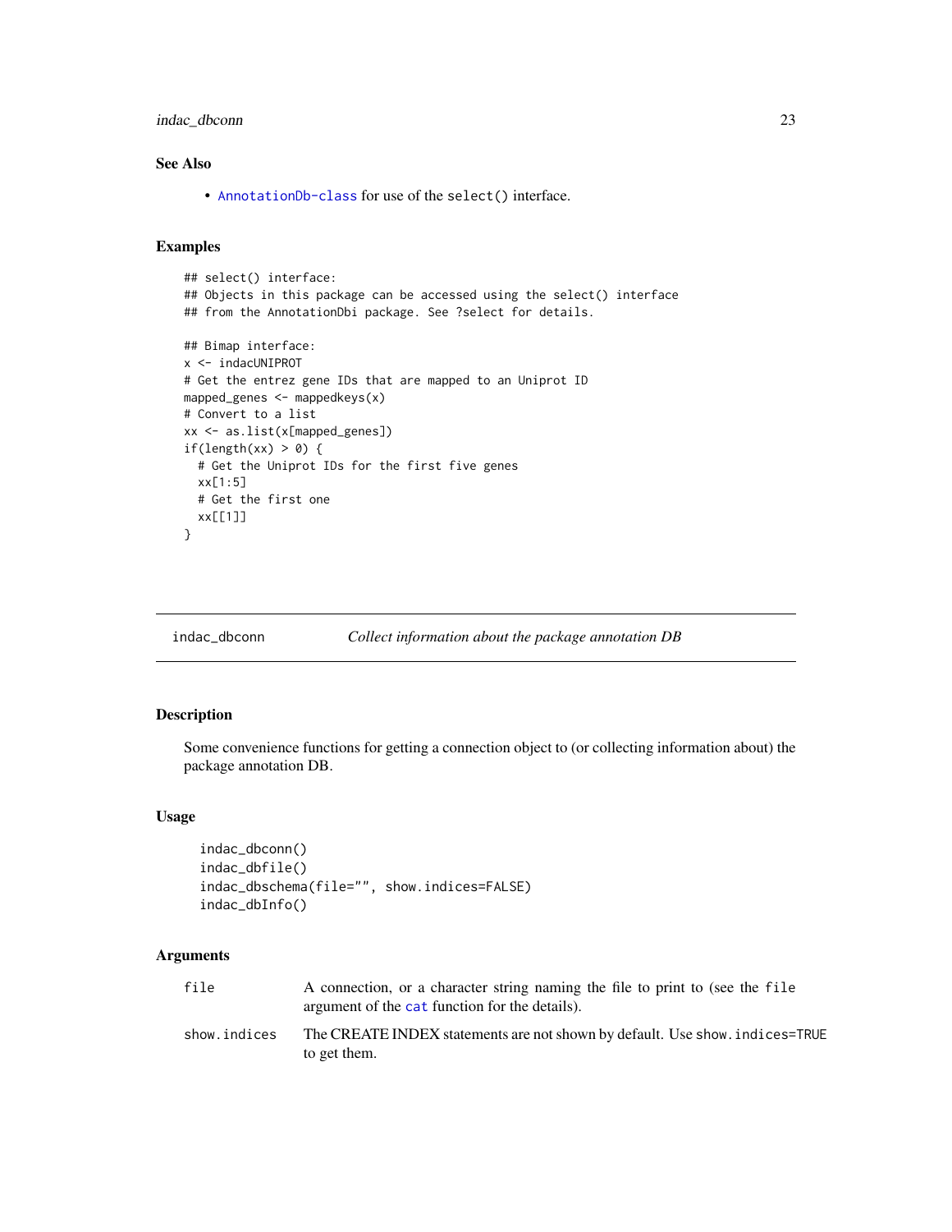## See Also

- AnnotationDb-class for use of the select() interface.

## Examples

```
## select() interface:
## Objects in this package can be accessed using the select() interface
## from the AnnotationDbi package. See ?select for details.

## Bimap interface:
x <- indacUNIPROT
# Get the entrez gene IDs that are mapped to an Uniprot ID
mapped_genes <- mappedkeys(x)
# Convert to a list
xx <- as.list(x[mapped_genes])
if(length(xx) > 0) {
  # Get the Uniprot IDs for the first five genes
  xx[1:5]
  # Get the first one
  xx[[1]]
}
```

---

# indac_dbconn *Collect information about the package annotation DB*

## Description

Some convenience functions for getting a connection object to (or collecting information about) the package annotation DB.

## Usage

```
indac_dbconn()
indac_dbfile()
indac_dbschema(file="", show.indices=FALSE)
indac_dbInfo()
```

## Arguments

| | |
|---|---|
| file | A connection, or a character string naming the file to print to (see the file argument of the cat function for the details). |
| show.indices | The CREATE INDEX statements are not shown by default. Use show.indices=TRUE to get them. |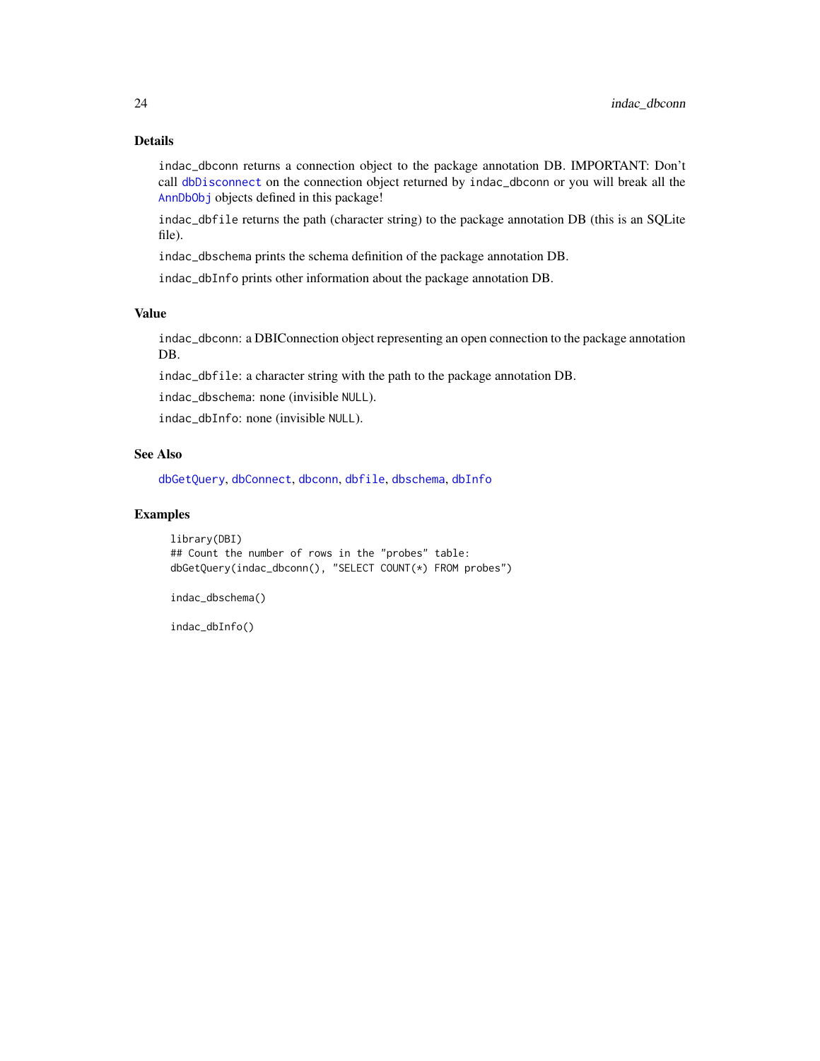## Details

indac_dbconn returns a connection object to the package annotation DB. IMPORTANT: Don't call dbDisconnect on the connection object returned by indac_dbconn or you will break all the AnnDbObj objects defined in this package!

indac_dbfile returns the path (character string) to the package annotation DB (this is an SQLite file).

indac_dbschema prints the schema definition of the package annotation DB.

indac_dbInfo prints other information about the package annotation DB.

## Value

indac_dbconn: a DBIConnection object representing an open connection to the package annotation DB.

indac_dbfile: a character string with the path to the package annotation DB.

indac_dbschema: none (invisible NULL).

indac_dbInfo: none (invisible NULL).

## See Also

dbGetQuery, dbConnect, dbconn, dbfile, dbschema, dbInfo

## Examples

```
library(DBI)
## Count the number of rows in the "probes" table:
dbGetQuery(indac_dbconn(), "SELECT COUNT(*) FROM probes")

indac_dbschema()

indac_dbInfo()
```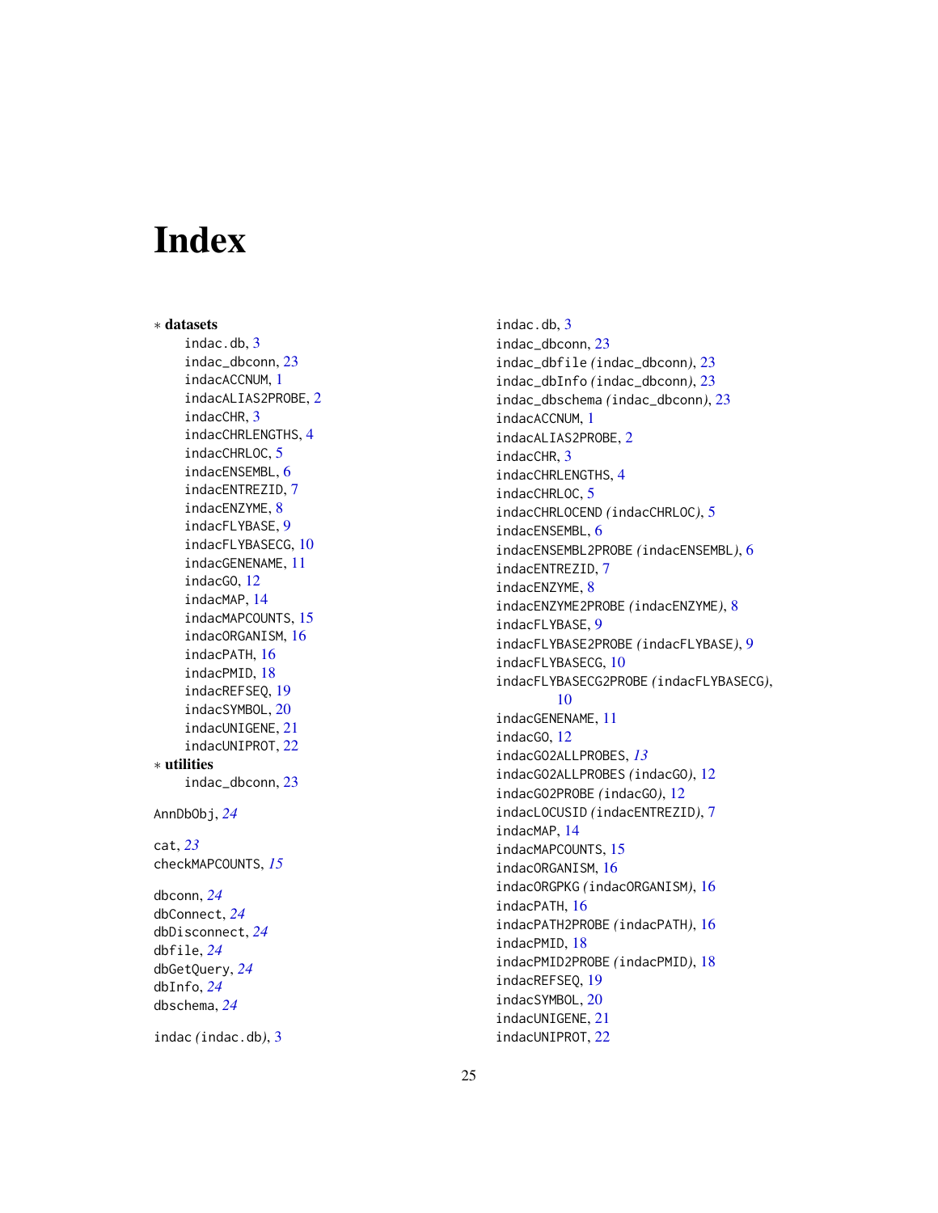# Index

* **datasets**
  - indac.db, 3
  - indac_dbconn, 23
  - indacACCNUM, 1
  - indacALIAS2PROBE, 2
  - indacCHR, 3
  - indacCHRLENGTHS, 4
  - indacCHRLOC, 5
  - indacENSEMBL, 6
  - indacENTREZID, 7
  - indacENZYME, 8
  - indacFLYBASE, 9
  - indacFLYBASECG, 10
  - indacGENENAME, 11
  - indacGO, 12
  - indacMAP, 14
  - indacMAPCOUNTS, 15
  - indacORGANISM, 16
  - indacPATH, 16
  - indacPMID, 18
  - indacREFSEQ, 19
  - indacSYMBOL, 20
  - indacUNIGENE, 21
  - indacUNIPROT, 22

* **utilities**
  - indac_dbconn, 23

AnnDbObj, *24*

cat, *23*
checkMAPCOUNTS, *15*

dbconn, *24*
dbConnect, *24*
dbDisconnect, *24*
dbfile, *24*
dbGetQuery, *24*
dbInfo, *24*
dbschema, *24*

indac *(indac.db)*, 3
indac.db, 3
indac_dbconn, 23
indac_dbfile *(indac_dbconn)*, 23
indac_dbInfo *(indac_dbconn)*, 23
indac_dbschema *(indac_dbconn)*, 23
indacACCNUM, 1
indacALIAS2PROBE, 2
indacCHR, 3
indacCHRLENGTHS, 4
indacCHRLOC, 5
indacCHRLOCEND *(indacCHRLOC)*, 5
indacENSEMBL, 6
indacENSEMBL2PROBE *(indacENSEMBL)*, 6
indacENTREZID, 7
indacENZYME, 8
indacENZYME2PROBE *(indacENZYME)*, 8
indacFLYBASE, 9
indacFLYBASE2PROBE *(indacFLYBASE)*, 9
indacFLYBASECG, 10
indacFLYBASECG2PROBE *(indacFLYBASECG)*, 10
indacGENENAME, 11
indacGO, 12
indacGO2ALLPROBES, *13*
indacGO2ALLPROBES *(indacGO)*, 12
indacGO2PROBE *(indacGO)*, 12
indacLOCUSID *(indacENTREZID)*, 7
indacMAP, 14
indacMAPCOUNTS, 15
indacORGANISM, 16
indacORGPKG *(indacORGANISM)*, 16
indacPATH, 16
indacPATH2PROBE *(indacPATH)*, 16
indacPMID, 18
indacPMID2PROBE *(indacPMID)*, 18
indacREFSEQ, 19
indacSYMBOL, 20
indacUNIGENE, 21
indacUNIPROT, 22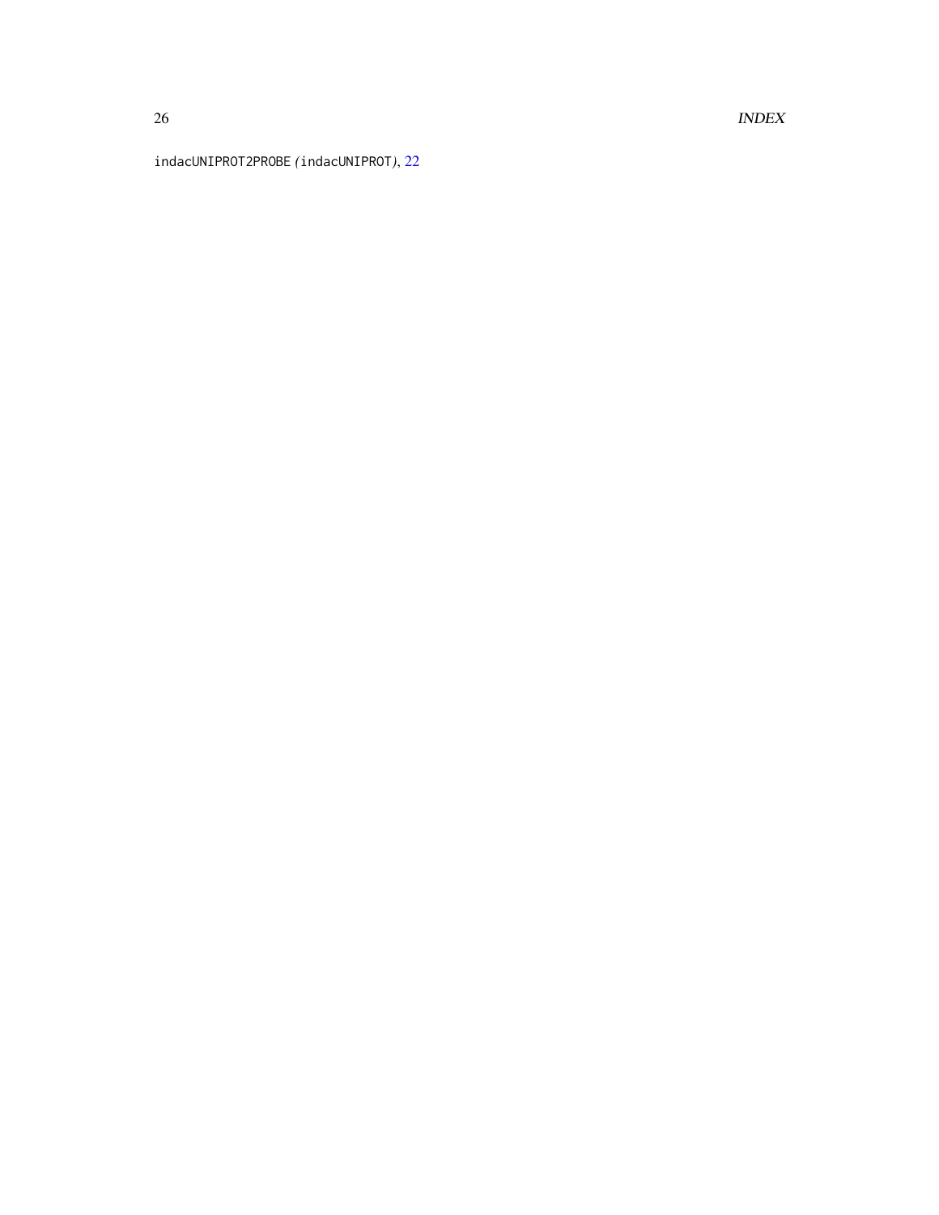indacUNIPROT2PROBE *(*indacUNIPROT*)*, 22